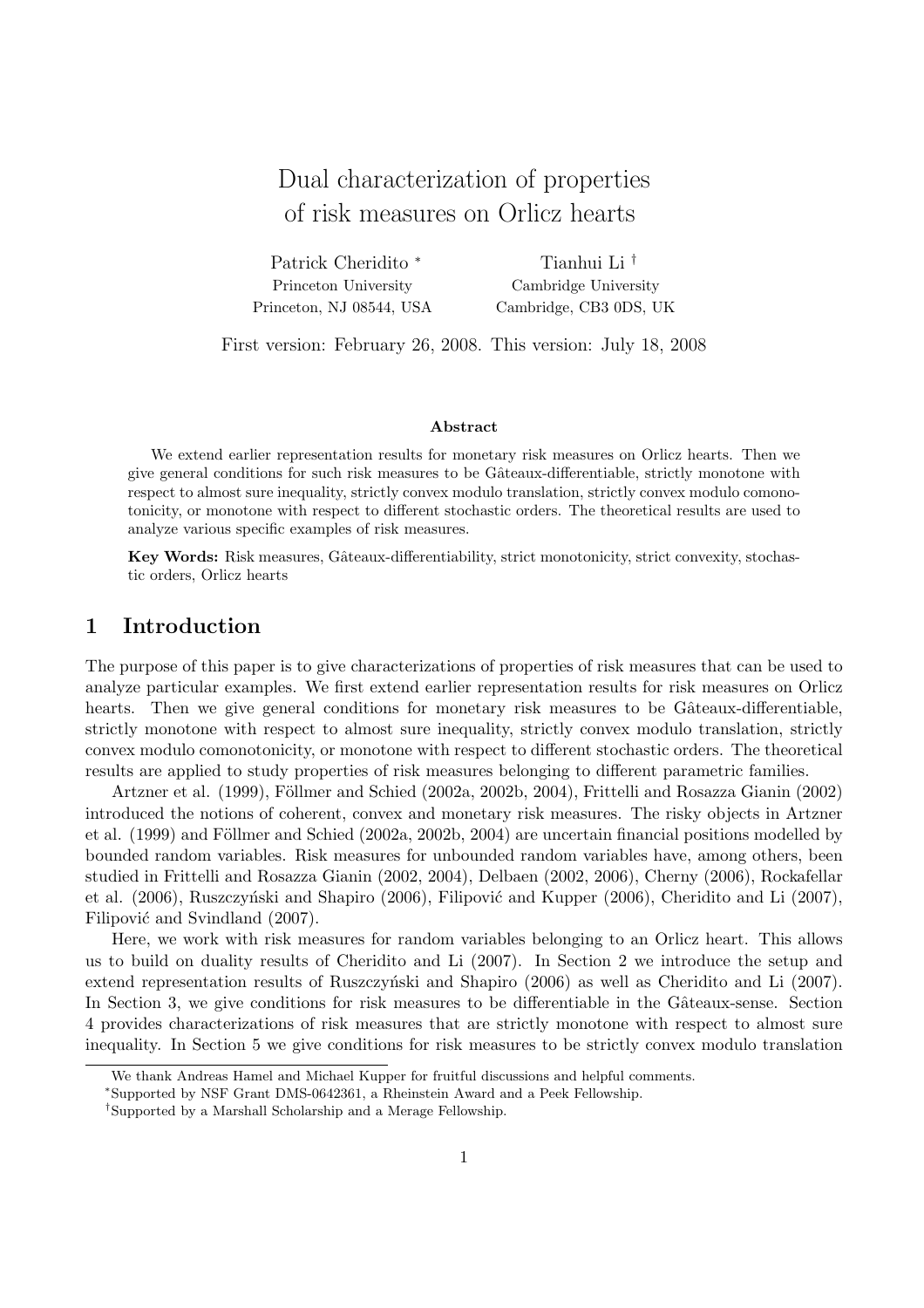# Dual characterization of properties of risk measures on Orlicz hearts

Patrick Cheridito [*]
Princeton University
Princeton, NJ 08544, USA

Tianhui Li [†]
Cambridge University
Cambridge, CB3 0DS, UK

First version: February 26, 2008. This version: July 18, 2008

### Abstract

We extend earlier representation results for monetary risk measures on Orlicz hearts. Then we give general conditions for such risk measures to be Gâteaux-differentiable, strictly monotone with respect to almost sure inequality, strictly convex modulo translation, strictly convex modulo comonotonicity, or monotone with respect to different stochastic orders. The theoretical results are used to analyze various specific examples of risk measures.

**Key Words:** Risk measures, Gâteaux-differentiability, strict monotonicity, strict convexity, stochastic orders, Orlicz hearts

## 1 Introduction

The purpose of this paper is to give characterizations of properties of risk measures that can be used to analyze particular examples. We first extend earlier representation results for risk measures on Orlicz hearts. Then we give general conditions for monetary risk measures to be Gâteaux-differentiable, strictly monotone with respect to almost sure inequality, strictly convex modulo translation, strictly convex modulo comonotonicity, or monotone with respect to different stochastic orders. The theoretical results are applied to study properties of risk measures belonging to different parametric families.

Artzner et al. (1999), Föllmer and Schied (2002a, 2002b, 2004), Frittelli and Rosazza Gianin (2002) introduced the notions of coherent, convex and monetary risk measures. The risky objects in Artzner et al. (1999) and Föllmer and Schied (2002a, 2002b, 2004) are uncertain financial positions modelled by bounded random variables. Risk measures for unbounded random variables have, among others, been studied in Frittelli and Rosazza Gianin (2002, 2004), Delbaen (2002, 2006), Cherny (2006), Rockafellar et al. (2006), Ruszczyński and Shapiro (2006), Filipović and Kupper (2006), Cheridito and Li (2007), Filipović and Svindland (2007).

Here, we work with risk measures for random variables belonging to an Orlicz heart. This allows us to build on duality results of Cheridito and Li (2007). In Section 2 we introduce the setup and extend representation results of Ruszczyński and Shapiro (2006) as well as Cheridito and Li (2007). In Section 3, we give conditions for risk measures to be differentiable in the Gâteaux-sense. Section 4 provides characterizations of risk measures that are strictly monotone with respect to almost sure inequality. In Section 5 we give conditions for risk measures to be strictly convex modulo translation

We thank Andreas Hamel and Michael Kupper for fruitful discussions and helpful comments.

[*]Supported by NSF Grant DMS-0642361, a Rheinstein Award and a Peek Fellowship.

[†]Supported by a Marshall Scholarship and a Merage Fellowship.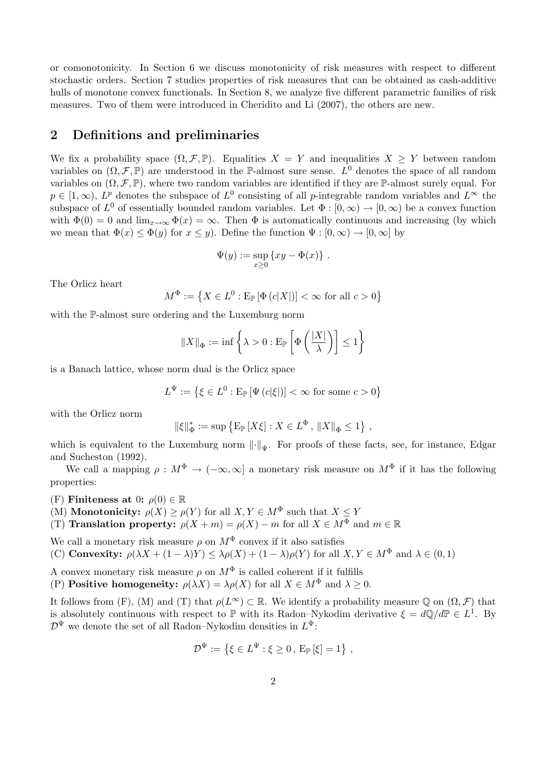or comonotonicity. In Section 6 we discuss monotonicity of risk measures with respect to different stochastic orders. Section 7 studies properties of risk measures that can be obtained as cash-additive hulls of monotone convex functionals. In Section 8, we analyze five different parametric families of risk measures. Two of them were introduced in Cheridito and Li (2007), the others are new.

## 2 Definitions and preliminaries

We fix a probability space $(\Omega, \mathcal{F}, \mathbb{P})$. Equalities $X = Y$ and inequalities $X \geq Y$ between random variables on $(\Omega, \mathcal{F}, \mathbb{P})$ are understood in the $\mathbb{P}$-almost sure sense. $L^0$ denotes the space of all random variables on $(\Omega, \mathcal{F}, \mathbb{P})$, where two random variables are identified if they are $\mathbb{P}$-almost surely equal. For $p \in [1, \infty)$, $L^p$ denotes the subspace of $L^0$ consisting of all $p$-integrable random variables and $L^\infty$ the subspace of $L^0$ of essentially bounded random variables. Let $\Phi : [0, \infty) \to [0, \infty)$ be a convex function with $\Phi(0) = 0$ and $\lim_{x \to \infty} \Phi(x) = \infty$. Then $\Phi$ is automatically continuous and increasing (by which we mean that $\Phi(x) \leq \Phi(y)$ for $x \leq y$). Define the function $\Psi : [0, \infty) \to [0, \infty]$ by

$$\Psi(y) := \sup_{x \geq 0} \{xy - \Phi(x)\} .$$

The Orlicz heart

$$M^\Phi := \left\{X \in L^0 : \mathrm{E}_{\mathbb{P}}\left[\Phi\left(c|X|\right)\right] < \infty \text{ for all } c > 0\right\}$$

with the $\mathbb{P}$-almost sure ordering and the Luxemburg norm

$$\|X\|_\Phi := \inf\left\{\lambda > 0 : \mathrm{E}_{\mathbb{P}}\left[\Phi\left(\frac{|X|}{\lambda}\right)\right] \leq 1\right\}$$

is a Banach lattice, whose norm dual is the Orlicz space

$$L^\Psi := \left\{\xi \in L^0 : \mathrm{E}_{\mathbb{P}}\left[\Psi\left(c|\xi|\right)\right] < \infty \text{ for some } c > 0\right\}$$

with the Orlicz norm

$$\|\xi\|^*_\Phi := \sup\left\{\mathrm{E}_{\mathbb{P}}\left[X\xi\right] : X \in L^\Phi , \|X\|_\Phi \leq 1\right\} ,$$

which is equivalent to the Luxemburg norm $\|\cdot\|_\Psi$. For proofs of these facts, see, for instance, Edgar and Sucheston (1992).

We call a mapping $\rho : M^\Phi \to (-\infty, \infty]$ a monetary risk measure on $M^\Phi$ if it has the following properties:

(F) **Finiteness at 0:** $\rho(0) \in \mathbb{R}$
(M) **Monotonicity:** $\rho(X) \geq \rho(Y)$ for all $X, Y \in M^\Phi$ such that $X \leq Y$
(T) **Translation property:** $\rho(X + m) = \rho(X) - m$ for all $X \in M^\Phi$ and $m \in \mathbb{R}$

We call a monetary risk measure $\rho$ on $M^\Phi$ convex if it also satisfies
(C) **Convexity:** $\rho(\lambda X + (1 - \lambda)Y) \leq \lambda\rho(X) + (1 - \lambda)\rho(Y)$ for all $X, Y \in M^\Phi$ and $\lambda \in (0, 1)$

A convex monetary risk measure $\rho$ on $M^\Phi$ is called coherent if it fulfills
(P) **Positive homogeneity:** $\rho(\lambda X) = \lambda\rho(X)$ for all $X \in M^\Phi$ and $\lambda \geq 0$.

It follows from (F), (M) and (T) that $\rho(L^\infty) \subset \mathbb{R}$. We identify a probability measure $\mathbb{Q}$ on $(\Omega, \mathcal{F})$ that is absolutely continuous with respect to $\mathbb{P}$ with its Radon–Nykodim derivative $\xi = d\mathbb{Q}/d\mathbb{P} \in L^1$. By $\mathcal{D}^\Psi$ we denote the set of all Radon–Nykodim densities in $L^\Psi$:

$$\mathcal{D}^\Psi := \left\{\xi \in L^\Psi : \xi \geq 0 , \mathrm{E}_{\mathbb{P}}\left[\xi\right] = 1\right\} ,$$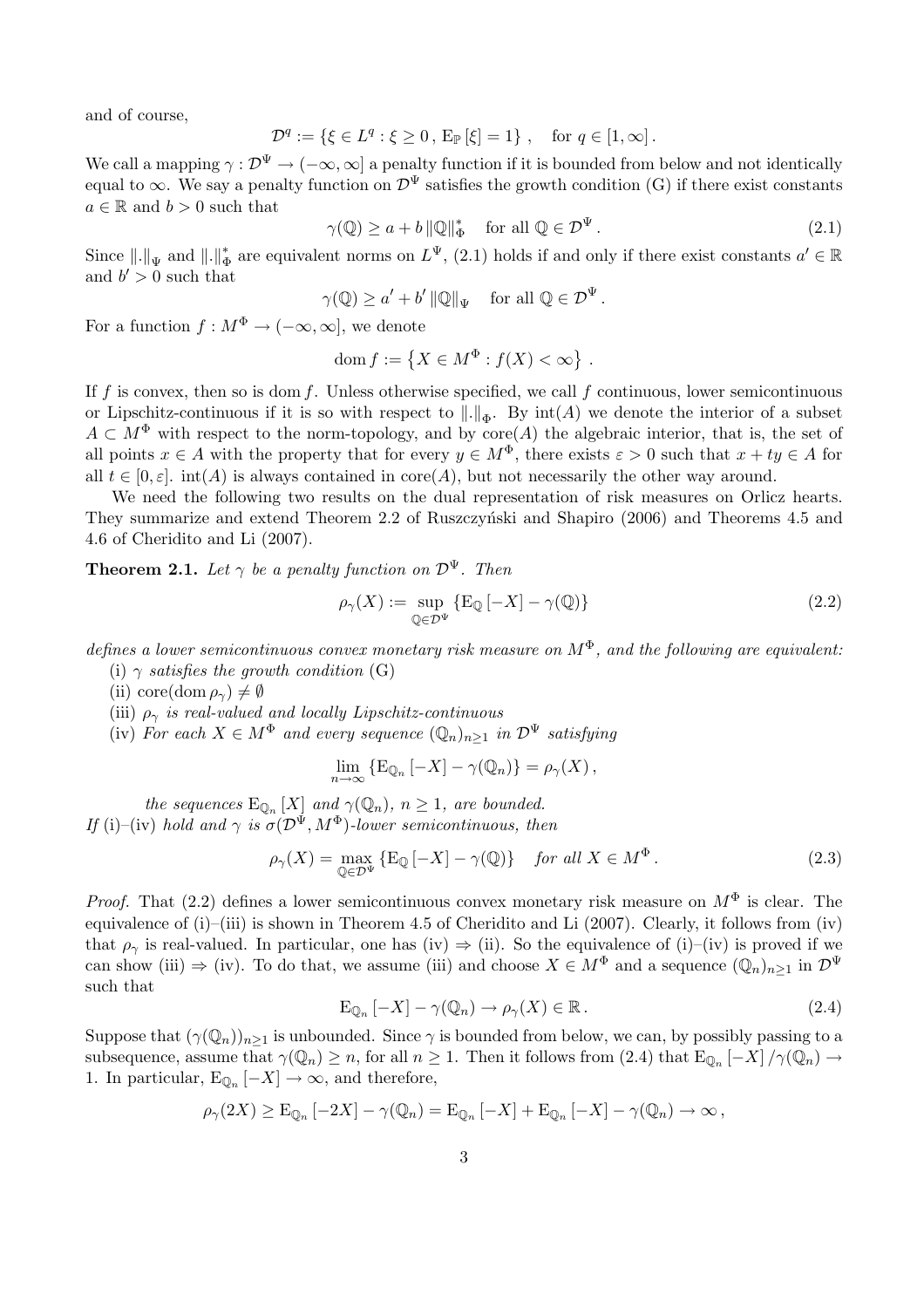and of course,

$$\mathcal{D}^q := \{\xi \in L^q : \xi \geq 0\,, \mathrm{E}_{\mathbb{P}}[\xi] = 1\}\,, \quad \text{for } q \in [1,\infty]\,.$$

We call a mapping $\gamma : \mathcal{D}^\Psi \to (-\infty,\infty]$ a penalty function if it is bounded from below and not identically equal to $\infty$. We say a penalty function on $\mathcal{D}^\Psi$ satisfies the growth condition (G) if there exist constants $a \in \mathbb{R}$ and $b > 0$ such that

$$\gamma(\mathbb{Q}) \geq a + b\,\|\mathbb{Q}\|^*_\Phi \quad \text{for all } \mathbb{Q} \in \mathcal{D}^\Psi\,. \tag{2.1}$$

Since $\|.\|_\Psi$ and $\|.\|^*_\Phi$ are equivalent norms on $L^\Psi$, (2.1) holds if and only if there exist constants $a' \in \mathbb{R}$ and $b' > 0$ such that

$$\gamma(\mathbb{Q}) \geq a' + b'\,\|\mathbb{Q}\|_\Psi \quad \text{for all } \mathbb{Q} \in \mathcal{D}^\Psi\,.$$

For a function $f : M^\Phi \to (-\infty,\infty]$, we denote

$$\operatorname{dom} f := \left\{X \in M^\Phi : f(X) < \infty\right\}\,.$$

If $f$ is convex, then so is $\operatorname{dom} f$. Unless otherwise specified, we call $f$ continuous, lower semicontinuous or Lipschitz-continuous if it is so with respect to $\|.\|_\Phi$. By $\operatorname{int}(A)$ we denote the interior of a subset $A \subset M^\Phi$ with respect to the norm-topology, and by $\operatorname{core}(A)$ the algebraic interior, that is, the set of all points $x \in A$ with the property that for every $y \in M^\Phi$, there exists $\varepsilon > 0$ such that $x + ty \in A$ for all $t \in [0,\varepsilon]$. $\operatorname{int}(A)$ is always contained in $\operatorname{core}(A)$, but not necessarily the other way around.

We need the following two results on the dual representation of risk measures on Orlicz hearts. They summarize and extend Theorem 2.2 of Ruszczyński and Shapiro (2006) and Theorems 4.5 and 4.6 of Cheridito and Li (2007).

**Theorem 2.1.** *Let $\gamma$ be a penalty function on $\mathcal{D}^\Psi$. Then*

$$\rho_\gamma(X) := \sup_{\mathbb{Q}\in\mathcal{D}^\Psi} \{\mathrm{E}_{\mathbb{Q}}[-X] - \gamma(\mathbb{Q})\} \tag{2.2}$$

*defines a lower semicontinuous convex monetary risk measure on $M^\Phi$, and the following are equivalent:*

(i) *$\gamma$ satisfies the growth condition* (G)

(ii) $\operatorname{core}(\operatorname{dom}\rho_\gamma) \neq \emptyset$

(iii) *$\rho_\gamma$ is real-valued and locally Lipschitz-continuous*

(iv) *For each $X \in M^\Phi$ and every sequence $(\mathbb{Q}_n)_{n\geq 1}$ in $\mathcal{D}^\Psi$ satisfying*

$$\lim_{n\to\infty} \{\mathrm{E}_{\mathbb{Q}_n}[-X] - \gamma(\mathbb{Q}_n)\} = \rho_\gamma(X)\,,$$

*the sequences $\mathrm{E}_{\mathbb{Q}_n}[X]$ and $\gamma(\mathbb{Q}_n)$, $n \geq 1$, are bounded.*

*If* (i)–(iv) *hold and $\gamma$ is $\sigma(\mathcal{D}^\Psi, M^\Phi)$-lower semicontinuous, then*

$$\rho_\gamma(X) = \max_{\mathbb{Q}\in\mathcal{D}^\Psi} \{\mathrm{E}_{\mathbb{Q}}[-X] - \gamma(\mathbb{Q})\} \quad \text{for all } X \in M^\Phi\,. \tag{2.3}$$

*Proof.* That (2.2) defines a lower semicontinuous convex monetary risk measure on $M^\Phi$ is clear. The equivalence of (i)–(iii) is shown in Theorem 4.5 of Cheridito and Li (2007). Clearly, it follows from (iv) that $\rho_\gamma$ is real-valued. In particular, one has (iv) $\Rightarrow$ (ii). So the equivalence of (i)–(iv) is proved if we can show (iii) $\Rightarrow$ (iv). To do that, we assume (iii) and choose $X \in M^\Phi$ and a sequence $(\mathbb{Q}_n)_{n\geq 1}$ in $\mathcal{D}^\Psi$ such that

$$\mathrm{E}_{\mathbb{Q}_n}[-X] - \gamma(\mathbb{Q}_n) \to \rho_\gamma(X) \in \mathbb{R}\,. \tag{2.4}$$

Suppose that $(\gamma(\mathbb{Q}_n))_{n\geq 1}$ is unbounded. Since $\gamma$ is bounded from below, we can, by possibly passing to a subsequence, assume that $\gamma(\mathbb{Q}_n) \geq n$, for all $n \geq 1$. Then it follows from (2.4) that $\mathrm{E}_{\mathbb{Q}_n}[-X]/\gamma(\mathbb{Q}_n) \to 1$. In particular, $\mathrm{E}_{\mathbb{Q}_n}[-X] \to \infty$, and therefore,

$$\rho_\gamma(2X) \geq \mathrm{E}_{\mathbb{Q}_n}[-2X] - \gamma(\mathbb{Q}_n) = \mathrm{E}_{\mathbb{Q}_n}[-X] + \mathrm{E}_{\mathbb{Q}_n}[-X] - \gamma(\mathbb{Q}_n) \to \infty\,,$$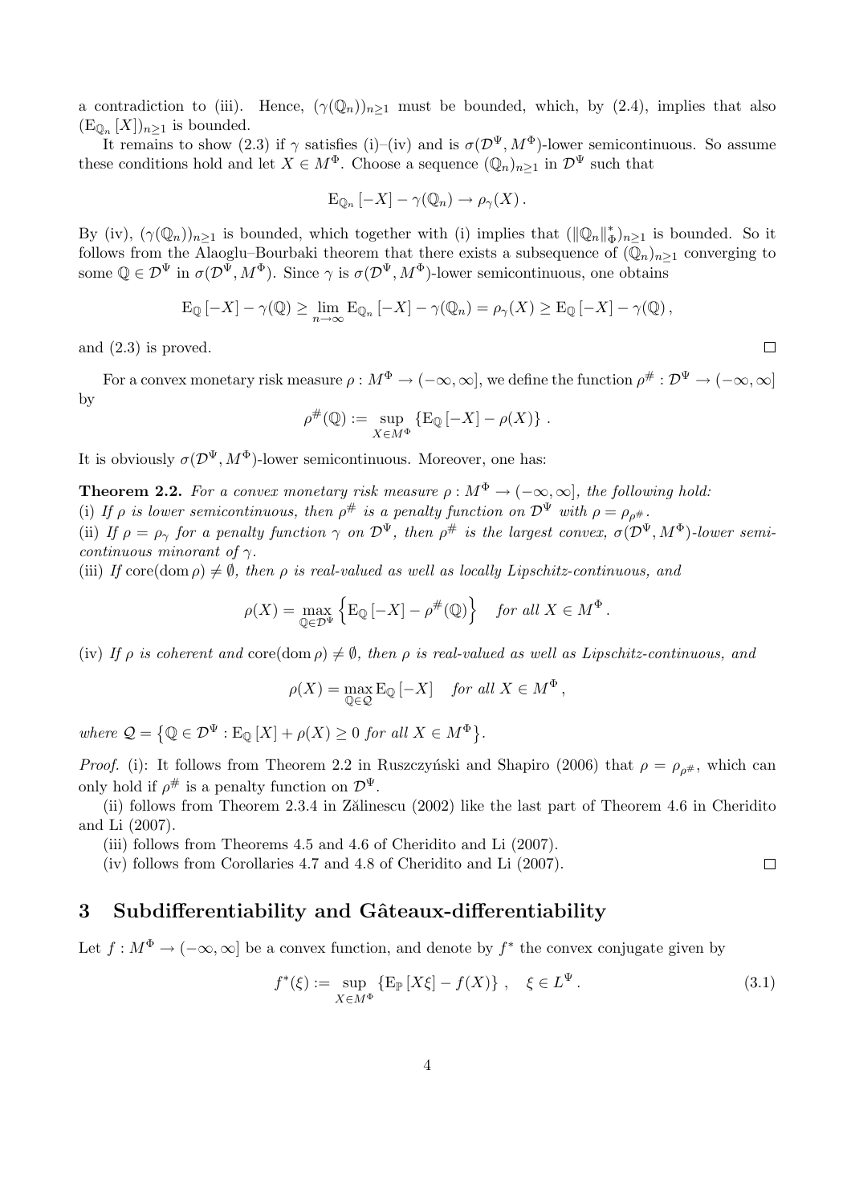a contradiction to (iii). Hence, $(\gamma(\mathbb{Q}_n))_{n\geq 1}$ must be bounded, which, by (2.4), implies that also $(\mathrm{E}_{\mathbb{Q}_n}[X])_{n\geq 1}$ is bounded.

It remains to show (2.3) if $\gamma$ satisfies (i)–(iv) and is $\sigma(\mathcal{D}^\Psi, M^\Phi)$-lower semicontinuous. So assume these conditions hold and let $X \in M^\Phi$. Choose a sequence $(\mathbb{Q}_n)_{n\geq 1}$ in $\mathcal{D}^\Psi$ such that

$$\mathrm{E}_{\mathbb{Q}_n}[-X] - \gamma(\mathbb{Q}_n) \to \rho_\gamma(X)\,.$$

By (iv), $(\gamma(\mathbb{Q}_n))_{n\geq 1}$ is bounded, which together with (i) implies that $(\|\mathbb{Q}_n\|^*_\Phi)_{n\geq 1}$ is bounded. So it follows from the Alaoglu–Bourbaki theorem that there exists a subsequence of $(\mathbb{Q}_n)_{n\geq 1}$ converging to some $\mathbb{Q} \in \mathcal{D}^\Psi$ in $\sigma(\mathcal{D}^\Psi, M^\Phi)$. Since $\gamma$ is $\sigma(\mathcal{D}^\Psi, M^\Phi)$-lower semicontinuous, one obtains

$$\mathrm{E}_{\mathbb{Q}}[-X] - \gamma(\mathbb{Q}) \geq \lim_{n\to\infty} \mathrm{E}_{\mathbb{Q}_n}[-X] - \gamma(\mathbb{Q}_n) = \rho_\gamma(X) \geq \mathrm{E}_{\mathbb{Q}}[-X] - \gamma(\mathbb{Q})\,,$$

and (2.3) is proved. $\square$

For a convex monetary risk measure $\rho : M^\Phi \to (-\infty, \infty]$, we define the function $\rho^\# : \mathcal{D}^\Psi \to (-\infty, \infty]$ by

$$\rho^\#(\mathbb{Q}) := \sup_{X \in M^\Phi} \left\{\mathrm{E}_{\mathbb{Q}}[-X] - \rho(X)\right\}\,.$$

It is obviously $\sigma(\mathcal{D}^\Psi, M^\Phi)$-lower semicontinuous. Moreover, one has:

**Theorem 2.2.** *For a convex monetary risk measure $\rho : M^\Phi \to (-\infty, \infty]$, the following hold:*
*(i) If $\rho$ is lower semicontinuous, then $\rho^\#$ is a penalty function on $\mathcal{D}^\Psi$ with $\rho = \rho_{\rho^\#}$.*
*(ii) If $\rho = \rho_\gamma$ for a penalty function $\gamma$ on $\mathcal{D}^\Psi$, then $\rho^\#$ is the largest convex, $\sigma(\mathcal{D}^\Psi, M^\Phi)$-lower semicontinuous minorant of $\gamma$.*
*(iii) If $\operatorname{core}(\operatorname{dom}\rho) \neq \emptyset$, then $\rho$ is real-valued as well as locally Lipschitz-continuous, and*

$$\rho(X) = \max_{\mathbb{Q}\in\mathcal{D}^\Psi} \left\{\mathrm{E}_{\mathbb{Q}}[-X] - \rho^\#(\mathbb{Q})\right\} \quad \textit{for all } X \in M^\Phi\,.$$

*(iv) If $\rho$ is coherent and $\operatorname{core}(\operatorname{dom}\rho) \neq \emptyset$, then $\rho$ is real-valued as well as Lipschitz-continuous, and*

$$\rho(X) = \max_{\mathbb{Q}\in\mathcal{Q}} \mathrm{E}_{\mathbb{Q}}[-X] \quad \textit{for all } X \in M^\Phi\,,$$

*where $\mathcal{Q} = \left\{\mathbb{Q} \in \mathcal{D}^\Psi : \mathrm{E}_{\mathbb{Q}}[X] + \rho(X) \geq 0 \text{ for all } X \in M^\Phi\right\}$.*

*Proof.* (i): It follows from Theorem 2.2 in Ruszczyński and Shapiro (2006) that $\rho = \rho_{\rho^\#}$, which can only hold if $\rho^\#$ is a penalty function on $\mathcal{D}^\Psi$.

(ii) follows from Theorem 2.3.4 in Zălinescu (2002) like the last part of Theorem 4.6 in Cheridito and Li (2007).

(iii) follows from Theorems 4.5 and 4.6 of Cheridito and Li (2007).

(iv) follows from Corollaries 4.7 and 4.8 of Cheridito and Li (2007). $\square$

## 3 Subdifferentiability and Gâteaux-differentiability

Let $f : M^\Phi \to (-\infty, \infty]$ be a convex function, and denote by $f^*$ the convex conjugate given by

$$f^*(\xi) := \sup_{X\in M^\Phi} \left\{\mathrm{E}_{\mathbb{P}}[X\xi] - f(X)\right\}\,, \quad \xi \in L^\Psi\,. \tag{3.1}$$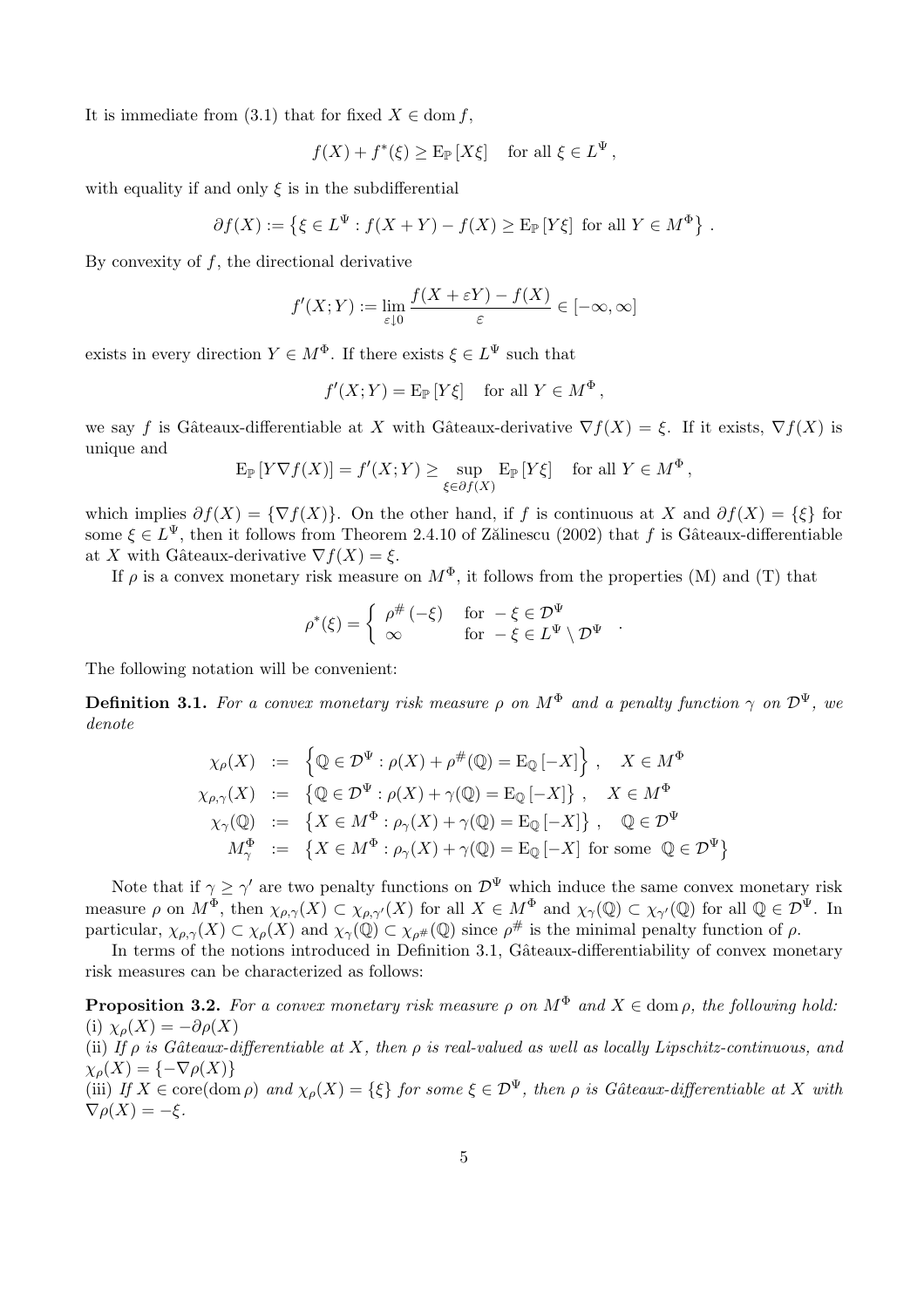It is immediate from (3.1) that for fixed $X \in \operatorname{dom} f$,

$$f(X) + f^*(\xi) \geq \mathrm{E}_{\mathbb{P}}[X\xi] \quad \text{for all } \xi \in L^{\Psi},$$

with equality if and only $\xi$ is in the subdifferential

$$\partial f(X) := \left\{ \xi \in L^{\Psi} : f(X+Y) - f(X) \geq \mathrm{E}_{\mathbb{P}}[Y\xi] \text{ for all } Y \in M^{\Phi} \right\}.$$

By convexity of $f$, the directional derivative

$$f'(X;Y) := \lim_{\varepsilon \downarrow 0} \frac{f(X+\varepsilon Y) - f(X)}{\varepsilon} \in [-\infty, \infty]$$

exists in every direction $Y \in M^{\Phi}$. If there exists $\xi \in L^{\Psi}$ such that

$$f'(X;Y) = \mathrm{E}_{\mathbb{P}}[Y\xi] \quad \text{for all } Y \in M^{\Phi},$$

we say $f$ is Gâteaux-differentiable at $X$ with Gâteaux-derivative $\nabla f(X) = \xi$. If it exists, $\nabla f(X)$ is unique and

$$\mathrm{E}_{\mathbb{P}}[Y \nabla f(X)] = f'(X;Y) \geq \sup_{\xi \in \partial f(X)} \mathrm{E}_{\mathbb{P}}[Y\xi] \quad \text{for all } Y \in M^{\Phi},$$

which implies $\partial f(X) = \{\nabla f(X)\}$. On the other hand, if $f$ is continuous at $X$ and $\partial f(X) = \{\xi\}$ for some $\xi \in L^{\Psi}$, then it follows from Theorem 2.4.10 of Zălinescu (2002) that $f$ is Gâteaux-differentiable at $X$ with Gâteaux-derivative $\nabla f(X) = \xi$.

If $\rho$ is a convex monetary risk measure on $M^{\Phi}$, it follows from the properties (M) and (T) that

$$\rho^*(\xi) = \begin{cases} \rho^{\#}(-\xi) & \text{for } -\xi \in \mathcal{D}^{\Psi} \\ \infty & \text{for } -\xi \in L^{\Psi} \setminus \mathcal{D}^{\Psi} \end{cases}.$$

The following notation will be convenient:

**Definition 3.1.** *For a convex monetary risk measure $\rho$ on $M^{\Phi}$ and a penalty function $\gamma$ on $\mathcal{D}^{\Psi}$, we denote*

$$\begin{aligned}
\chi_{\rho}(X) &:= \left\{ \mathbb{Q} \in \mathcal{D}^{\Psi} : \rho(X) + \rho^{\#}(\mathbb{Q}) = \mathrm{E}_{\mathbb{Q}}[-X] \right\}, \quad X \in M^{\Phi} \\
\chi_{\rho,\gamma}(X) &:= \left\{ \mathbb{Q} \in \mathcal{D}^{\Psi} : \rho(X) + \gamma(\mathbb{Q}) = \mathrm{E}_{\mathbb{Q}}[-X] \right\}, \quad X \in M^{\Phi} \\
\chi_{\gamma}(\mathbb{Q}) &:= \left\{ X \in M^{\Phi} : \rho_{\gamma}(X) + \gamma(\mathbb{Q}) = \mathrm{E}_{\mathbb{Q}}[-X] \right\}, \quad \mathbb{Q} \in \mathcal{D}^{\Psi} \\
M^{\Phi}_{\gamma} &:= \left\{ X \in M^{\Phi} : \rho_{\gamma}(X) + \gamma(\mathbb{Q}) = \mathrm{E}_{\mathbb{Q}}[-X] \text{ for some } \mathbb{Q} \in \mathcal{D}^{\Psi} \right\}
\end{aligned}$$

Note that if $\gamma \geq \gamma'$ are two penalty functions on $\mathcal{D}^{\Psi}$ which induce the same convex monetary risk measure $\rho$ on $M^{\Phi}$, then $\chi_{\rho,\gamma}(X) \subset \chi_{\rho,\gamma'}(X)$ for all $X \in M^{\Phi}$ and $\chi_{\gamma}(\mathbb{Q}) \subset \chi_{\gamma'}(\mathbb{Q})$ for all $\mathbb{Q} \in \mathcal{D}^{\Psi}$. In particular, $\chi_{\rho,\gamma}(X) \subset \chi_{\rho}(X)$ and $\chi_{\gamma}(\mathbb{Q}) \subset \chi_{\rho^{\#}}(\mathbb{Q})$ since $\rho^{\#}$ is the minimal penalty function of $\rho$.

In terms of the notions introduced in Definition 3.1, Gâteaux-differentiability of convex monetary risk measures can be characterized as follows:

**Proposition 3.2.** *For a convex monetary risk measure $\rho$ on $M^{\Phi}$ and $X \in \operatorname{dom} \rho$, the following hold:*
(i) $\chi_{\rho}(X) = -\partial \rho(X)$
(ii) *If $\rho$ is Gâteaux-differentiable at $X$, then $\rho$ is real-valued as well as locally Lipschitz-continuous, and $\chi_{\rho}(X) = \{-\nabla \rho(X)\}$*
(iii) *If $X \in \operatorname{core}(\operatorname{dom} \rho)$ and $\chi_{\rho}(X) = \{\xi\}$ for some $\xi \in \mathcal{D}^{\Psi}$, then $\rho$ is Gâteaux-differentiable at $X$ with $\nabla \rho(X) = -\xi$.*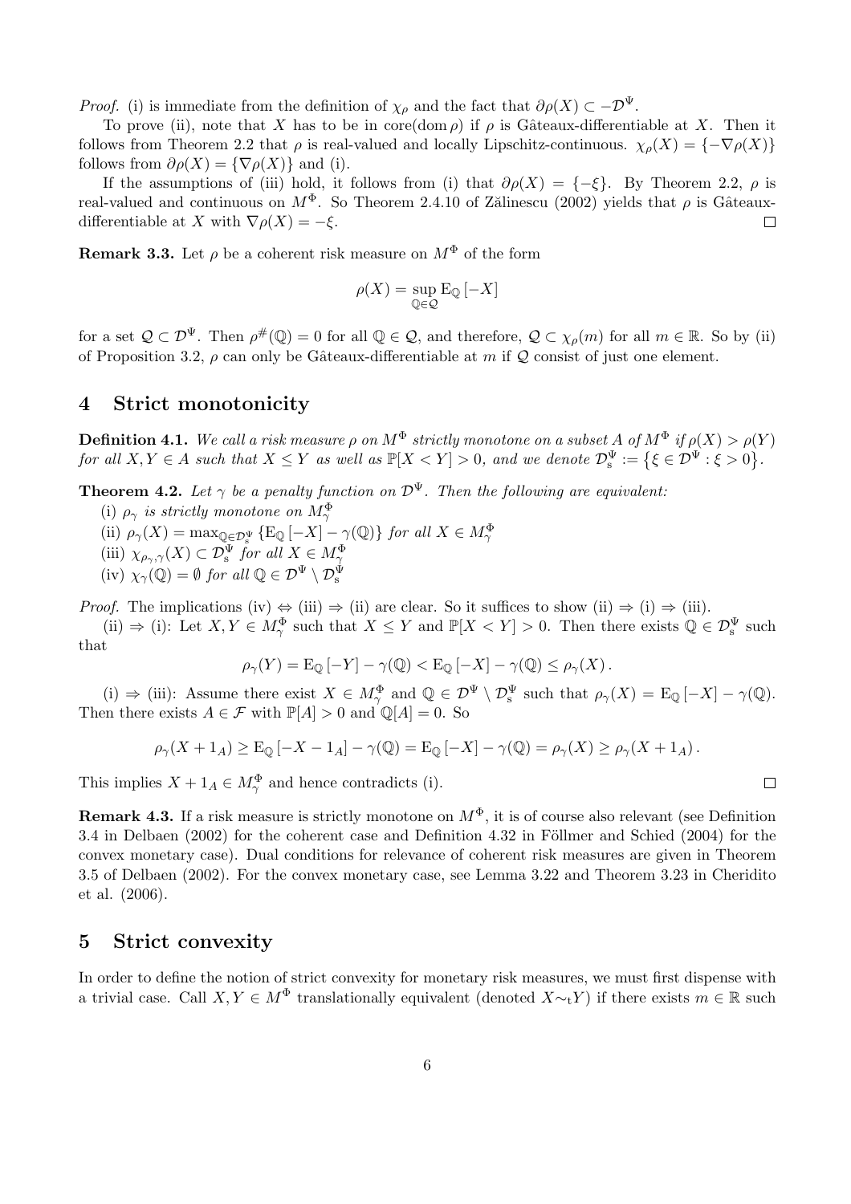*Proof.* (i) is immediate from the definition of $\chi_\rho$ and the fact that $\partial\rho(X) \subset -\mathcal{D}^\Psi$.

To prove (ii), note that $X$ has to be in core(dom $\rho$) if $\rho$ is Gâteaux-differentiable at $X$. Then it follows from Theorem 2.2 that $\rho$ is real-valued and locally Lipschitz-continuous. $\chi_\rho(X) = \{-\nabla\rho(X)\}$ follows from $\partial\rho(X) = \{\nabla\rho(X)\}$ and (i).

If the assumptions of (iii) hold, it follows from (i) that $\partial\rho(X) = \{-\xi\}$. By Theorem 2.2, $\rho$ is real-valued and continuous on $M^\Phi$. So Theorem 2.4.10 of Zălinescu (2002) yields that $\rho$ is Gâteaux-differentiable at $X$ with $\nabla\rho(X) = -\xi$. $\square$

**Remark 3.3.** Let $\rho$ be a coherent risk measure on $M^\Phi$ of the form

$$\rho(X) = \sup_{\mathbb{Q}\in\mathcal{Q}} \mathrm{E}_{\mathbb{Q}}[-X]$$

for a set $\mathcal{Q} \subset \mathcal{D}^\Psi$. Then $\rho^\#(\mathbb{Q}) = 0$ for all $\mathbb{Q} \in \mathcal{Q}$, and therefore, $\mathcal{Q} \subset \chi_\rho(m)$ for all $m \in \mathbb{R}$. So by (ii) of Proposition 3.2, $\rho$ can only be Gâteaux-differentiable at $m$ if $\mathcal{Q}$ consist of just one element.

## 4 Strict monotonicity

**Definition 4.1.** *We call a risk measure $\rho$ on $M^\Phi$ strictly monotone on a subset $A$ of $M^\Phi$ if $\rho(X) > \rho(Y)$ for all $X, Y \in A$ such that $X \le Y$ as well as $\mathbb{P}[X < Y] > 0$, and we denote $\mathcal{D}^\Psi_{\mathrm{s}} := \{\xi \in \mathcal{D}^\Psi : \xi > 0\}$.*

**Theorem 4.2.** *Let $\gamma$ be a penalty function on $\mathcal{D}^\Psi$. Then the following are equivalent:*

(i) *$\rho_\gamma$ is strictly monotone on $M^\Phi_\gamma$*

(ii) *$\rho_\gamma(X) = \max_{\mathbb{Q}\in\mathcal{D}^\Psi_{\mathrm{s}}} \{\mathrm{E}_{\mathbb{Q}}[-X] - \gamma(\mathbb{Q})\}$ for all $X \in M^\Phi_\gamma$*

(iii) *$\chi_{\rho_\gamma,\gamma}(X) \subset \mathcal{D}^\Psi_{\mathrm{s}}$ for all $X \in M^\Phi_\gamma$*

(iv) *$\chi_\gamma(\mathbb{Q}) = \emptyset$ for all $\mathbb{Q} \in \mathcal{D}^\Psi \setminus \mathcal{D}^\Psi_{\mathrm{s}}$*

*Proof.* The implications (iv) $\Leftrightarrow$ (iii) $\Rightarrow$ (ii) are clear. So it suffices to show (ii) $\Rightarrow$ (i) $\Rightarrow$ (iii).

(ii) $\Rightarrow$ (i): Let $X, Y \in M^\Phi_\gamma$ such that $X \le Y$ and $\mathbb{P}[X < Y] > 0$. Then there exists $\mathbb{Q} \in \mathcal{D}^\Psi_{\mathrm{s}}$ such that

$$\rho_\gamma(Y) = \mathrm{E}_{\mathbb{Q}}[-Y] - \gamma(\mathbb{Q}) < \mathrm{E}_{\mathbb{Q}}[-X] - \gamma(\mathbb{Q}) \le \rho_\gamma(X)\,.$$

(i) $\Rightarrow$ (iii): Assume there exist $X \in M^\Phi_\gamma$ and $\mathbb{Q} \in \mathcal{D}^\Psi \setminus \mathcal{D}^\Psi_{\mathrm{s}}$ such that $\rho_\gamma(X) = \mathrm{E}_{\mathbb{Q}}[-X] - \gamma(\mathbb{Q})$. Then there exists $A \in \mathcal{F}$ with $\mathbb{P}[A] > 0$ and $\mathbb{Q}[A] = 0$. So

$$\rho_\gamma(X + 1_A) \ge \mathrm{E}_{\mathbb{Q}}[-X - 1_A] - \gamma(\mathbb{Q}) = \mathrm{E}_{\mathbb{Q}}[-X] - \gamma(\mathbb{Q}) = \rho_\gamma(X) \ge \rho_\gamma(X + 1_A)\,.$$

This implies $X + 1_A \in M^\Phi_\gamma$ and hence contradicts (i). $\square$

**Remark 4.3.** If a risk measure is strictly monotone on $M^\Phi$, it is of course also relevant (see Definition 3.4 in Delbaen (2002) for the coherent case and Definition 4.32 in Föllmer and Schied (2004) for the convex monetary case). Dual conditions for relevance of coherent risk measures are given in Theorem 3.5 of Delbaen (2002). For the convex monetary case, see Lemma 3.22 and Theorem 3.23 in Cheridito et al. (2006).

## 5 Strict convexity

In order to define the notion of strict convexity for monetary risk measures, we must first dispense with a trivial case. Call $X, Y \in M^\Phi$ translationally equivalent (denoted $X \sim_{\mathrm{t}} Y$) if there exists $m \in \mathbb{R}$ such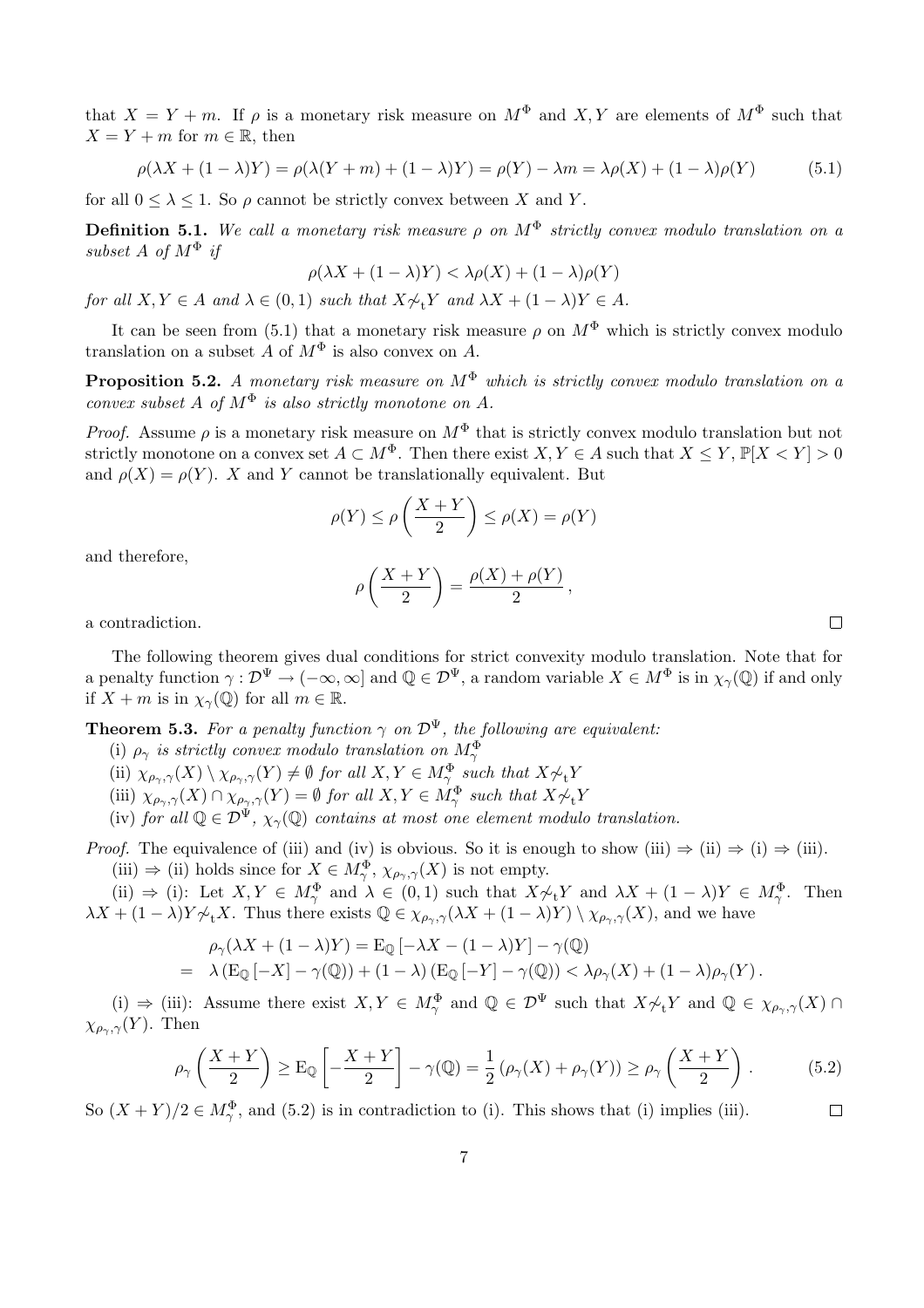that $X = Y + m$. If $\rho$ is a monetary risk measure on $M^\Phi$ and $X, Y$ are elements of $M^\Phi$ such that $X = Y + m$ for $m \in \mathbb{R}$, then

$$\rho(\lambda X + (1-\lambda)Y) = \rho(\lambda(Y+m) + (1-\lambda)Y) = \rho(Y) - \lambda m = \lambda\rho(X) + (1-\lambda)\rho(Y) \tag{5.1}$$

for all $0 \le \lambda \le 1$. So $\rho$ cannot be strictly convex between $X$ and $Y$.

**Definition 5.1.** *We call a monetary risk measure $\rho$ on $M^\Phi$ strictly convex modulo translation on a subset $A$ of $M^\Phi$ if*

$$\rho(\lambda X + (1-\lambda)Y) < \lambda\rho(X) + (1-\lambda)\rho(Y)$$

*for all $X, Y \in A$ and $\lambda \in (0,1)$ such that $X \not\sim_{\mathrm{t}} Y$ and $\lambda X + (1-\lambda)Y \in A$.*

It can be seen from (5.1) that a monetary risk measure $\rho$ on $M^\Phi$ which is strictly convex modulo translation on a subset $A$ of $M^\Phi$ is also convex on $A$.

**Proposition 5.2.** *A monetary risk measure on $M^\Phi$ which is strictly convex modulo translation on a convex subset $A$ of $M^\Phi$ is also strictly monotone on $A$.*

*Proof.* Assume $\rho$ is a monetary risk measure on $M^\Phi$ that is strictly convex modulo translation but not strictly monotone on a convex set $A \subset M^\Phi$. Then there exist $X, Y \in A$ such that $X \le Y$, $\mathbb{P}[X < Y] > 0$ and $\rho(X) = \rho(Y)$. $X$ and $Y$ cannot be translationally equivalent. But

$$\rho(Y) \le \rho\left(\frac{X+Y}{2}\right) \le \rho(X) = \rho(Y)$$

and therefore,

$$\rho\left(\frac{X+Y}{2}\right) = \frac{\rho(X) + \rho(Y)}{2},$$

a contradiction. $\square$

The following theorem gives dual conditions for strict convexity modulo translation. Note that for a penalty function $\gamma : \mathcal{D}^\Psi \to (-\infty, \infty]$ and $\mathbb{Q} \in \mathcal{D}^\Psi$, a random variable $X \in M^\Phi$ is in $\chi_\gamma(\mathbb{Q})$ if and only if $X + m$ is in $\chi_\gamma(\mathbb{Q})$ for all $m \in \mathbb{R}$.

**Theorem 5.3.** *For a penalty function $\gamma$ on $\mathcal{D}^\Psi$, the following are equivalent:*

(i) *$\rho_\gamma$ is strictly convex modulo translation on $M^\Phi_\gamma$*

(ii) *$\chi_{\rho_\gamma,\gamma}(X) \setminus \chi_{\rho_\gamma,\gamma}(Y) \neq \emptyset$ for all $X, Y \in M^\Phi_\gamma$ such that $X \not\sim_{\mathrm{t}} Y$*

(iii) *$\chi_{\rho_\gamma,\gamma}(X) \cap \chi_{\rho_\gamma,\gamma}(Y) = \emptyset$ for all $X, Y \in M^\Phi_\gamma$ such that $X \not\sim_{\mathrm{t}} Y$*

(iv) *for all $\mathbb{Q} \in \mathcal{D}^\Psi$, $\chi_\gamma(\mathbb{Q})$ contains at most one element modulo translation.*

*Proof.* The equivalence of (iii) and (iv) is obvious. So it is enough to show (iii) $\Rightarrow$ (ii) $\Rightarrow$ (i) $\Rightarrow$ (iii).

(iii) $\Rightarrow$ (ii) holds since for $X \in M^\Phi_\gamma$, $\chi_{\rho_\gamma,\gamma}(X)$ is not empty.

(ii) $\Rightarrow$ (i): Let $X, Y \in M^\Phi_\gamma$ and $\lambda \in (0,1)$ such that $X \not\sim_{\mathrm{t}} Y$ and $\lambda X + (1-\lambda)Y \in M^\Phi_\gamma$. Then $\lambda X + (1-\lambda)Y \not\sim_{\mathrm{t}} X$. Thus there exists $\mathbb{Q} \in \chi_{\rho_\gamma,\gamma}(\lambda X + (1-\lambda)Y) \setminus \chi_{\rho_\gamma,\gamma}(X)$, and we have

$$\begin{aligned}
&\rho_\gamma(\lambda X + (1-\lambda)Y) = \mathrm{E}_{\mathbb{Q}}\left[-\lambda X - (1-\lambda)Y\right] - \gamma(\mathbb{Q}) \\
=\;& \lambda\left(\mathrm{E}_{\mathbb{Q}}\left[-X\right] - \gamma(\mathbb{Q})\right) + (1-\lambda)\left(\mathrm{E}_{\mathbb{Q}}\left[-Y\right] - \gamma(\mathbb{Q})\right) < \lambda\rho_\gamma(X) + (1-\lambda)\rho_\gamma(Y).
\end{aligned}$$

(i) $\Rightarrow$ (iii): Assume there exist $X, Y \in M^\Phi_\gamma$ and $\mathbb{Q} \in \mathcal{D}^\Psi$ such that $X \not\sim_{\mathrm{t}} Y$ and $\mathbb{Q} \in \chi_{\rho_\gamma,\gamma}(X) \cap \chi_{\rho_\gamma,\gamma}(Y)$. Then

$$\rho_\gamma\left(\frac{X+Y}{2}\right) \ge \mathrm{E}_{\mathbb{Q}}\left[-\frac{X+Y}{2}\right] - \gamma(\mathbb{Q}) = \frac{1}{2}\left(\rho_\gamma(X) + \rho_\gamma(Y)\right) \ge \rho_\gamma\left(\frac{X+Y}{2}\right). \tag{5.2}$$

So $(X+Y)/2 \in M^\Phi_\gamma$, and (5.2) is in contradiction to (i). This shows that (i) implies (iii). $\square$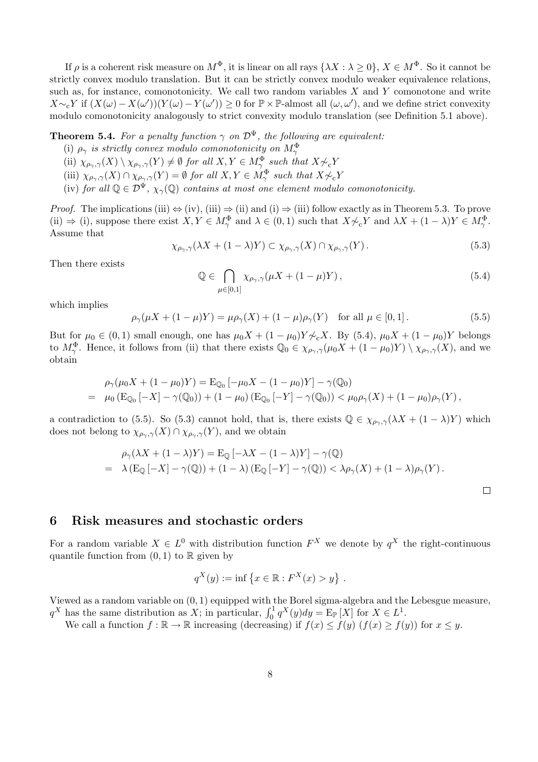If $\rho$ is a coherent risk measure on $M^\Phi$, it is linear on all rays $\{\lambda X : \lambda \geq 0\}$, $X \in M^\Phi$. So it cannot be strictly convex modulo translation. But it can be strictly convex modulo weaker equivalence relations, such as, for instance, comonotonicity. We call two random variables $X$ and $Y$ comonotone and write $X \sim_c Y$ if $(X(\omega) - X(\omega'))(Y(\omega) - Y(\omega')) \geq 0$ for $\mathbb{P} \times \mathbb{P}$-almost all $(\omega, \omega')$, and we define strict convexity modulo comonotonicity analogously to strict convexity modulo translation (see Definition 5.1 above).

**Theorem 5.4.** *For a penalty function $\gamma$ on $\mathcal{D}^\Psi$, the following are equivalent:*

(i) *$\rho_\gamma$ is strictly convex modulo comonotonicity on $M^\Phi_\gamma$*

(ii) *$\chi_{\rho_\gamma,\gamma}(X) \setminus \chi_{\rho_\gamma,\gamma}(Y) \neq \emptyset$ for all $X, Y \in M^\Phi_\gamma$ such that $X \not\sim_c Y$*

(iii) *$\chi_{\rho_\gamma,\gamma}(X) \cap \chi_{\rho_\gamma,\gamma}(Y) = \emptyset$ for all $X, Y \in M^\Phi_\gamma$ such that $X \not\sim_c Y$*

(iv) *for all $\mathbb{Q} \in \mathcal{D}^\Psi$, $\chi_\gamma(\mathbb{Q})$ contains at most one element modulo comonotonicity.*

*Proof.* The implications (iii) $\Leftrightarrow$ (iv), (iii) $\Rightarrow$ (ii) and (i) $\Rightarrow$ (iii) follow exactly as in Theorem 5.3. To prove (ii) $\Rightarrow$ (i), suppose there exist $X, Y \in M^\Phi_\gamma$ and $\lambda \in (0,1)$ such that $X \not\sim_c Y$ and $\lambda X + (1-\lambda)Y \in M^\Phi_\gamma$. Assume that

$$\chi_{\rho_\gamma,\gamma}(\lambda X + (1-\lambda)Y) \subset \chi_{\rho_\gamma,\gamma}(X) \cap \chi_{\rho_\gamma,\gamma}(Y) \,. \tag{5.3}$$

Then there exists

$$\mathbb{Q} \in \bigcap_{\mu \in [0,1]} \chi_{\rho_\gamma,\gamma}(\mu X + (1-\mu)Y) \,, \tag{5.4}$$

which implies

$$\rho_\gamma(\mu X + (1-\mu)Y) = \mu \rho_\gamma(X) + (1-\mu)\rho_\gamma(Y) \quad \text{for all } \mu \in [0,1] \,. \tag{5.5}$$

But for $\mu_0 \in (0,1)$ small enough, one has $\mu_0 X + (1-\mu_0)Y \not\sim_c X$. By (5.4), $\mu_0 X + (1-\mu_0)Y$ belongs to $M^\Phi_\gamma$. Hence, it follows from (ii) that there exists $\mathbb{Q}_0 \in \chi_{\rho_\gamma,\gamma}(\mu_0 X + (1-\mu_0)Y) \setminus \chi_{\rho_\gamma,\gamma}(X)$, and we obtain

$$\begin{aligned}
& \rho_\gamma(\mu_0 X + (1-\mu_0)Y) = \mathrm{E}_{\mathbb{Q}_0}\left[-\mu_0 X - (1-\mu_0)Y\right] - \gamma(\mathbb{Q}_0) \\
= \;& \mu_0 \left(\mathrm{E}_{\mathbb{Q}_0}[-X] - \gamma(\mathbb{Q}_0)\right) + (1-\mu_0)\left(\mathrm{E}_{\mathbb{Q}_0}[-Y] - \gamma(\mathbb{Q}_0)\right) < \mu_0 \rho_\gamma(X) + (1-\mu_0)\rho_\gamma(Y) \,,
\end{aligned}$$

a contradiction to (5.5). So (5.3) cannot hold, that is, there exists $\mathbb{Q} \in \chi_{\rho_\gamma,\gamma}(\lambda X + (1-\lambda)Y)$ which does not belong to $\chi_{\rho_\gamma,\gamma}(X) \cap \chi_{\rho_\gamma,\gamma}(Y)$, and we obtain

$$\begin{aligned}
& \rho_\gamma(\lambda X + (1-\lambda)Y) = \mathrm{E}_{\mathbb{Q}}\left[-\lambda X - (1-\lambda)Y\right] - \gamma(\mathbb{Q}) \\
= \;& \lambda \left(\mathrm{E}_{\mathbb{Q}}[-X] - \gamma(\mathbb{Q})\right) + (1-\lambda)\left(\mathrm{E}_{\mathbb{Q}}[-Y] - \gamma(\mathbb{Q})\right) < \lambda \rho_\gamma(X) + (1-\lambda)\rho_\gamma(Y) \,.
\end{aligned}$$

□

## 6 Risk measures and stochastic orders

For a random variable $X \in L^0$ with distribution function $F^X$ we denote by $q^X$ the right-continuous quantile function from $(0,1)$ to $\mathbb{R}$ given by

$$q^X(y) := \inf\left\{x \in \mathbb{R} : F^X(x) > y\right\} \,.$$

Viewed as a random variable on $(0,1)$ equipped with the Borel sigma-algebra and the Lebesgue measure, $q^X$ has the same distribution as $X$; in particular, $\int_0^1 q^X(y)dy = \mathrm{E}_{\mathbb{P}}[X]$ for $X \in L^1$.

We call a function $f : \mathbb{R} \to \mathbb{R}$ increasing (decreasing) if $f(x) \leq f(y)$ ($f(x) \geq f(y)$) for $x \leq y$.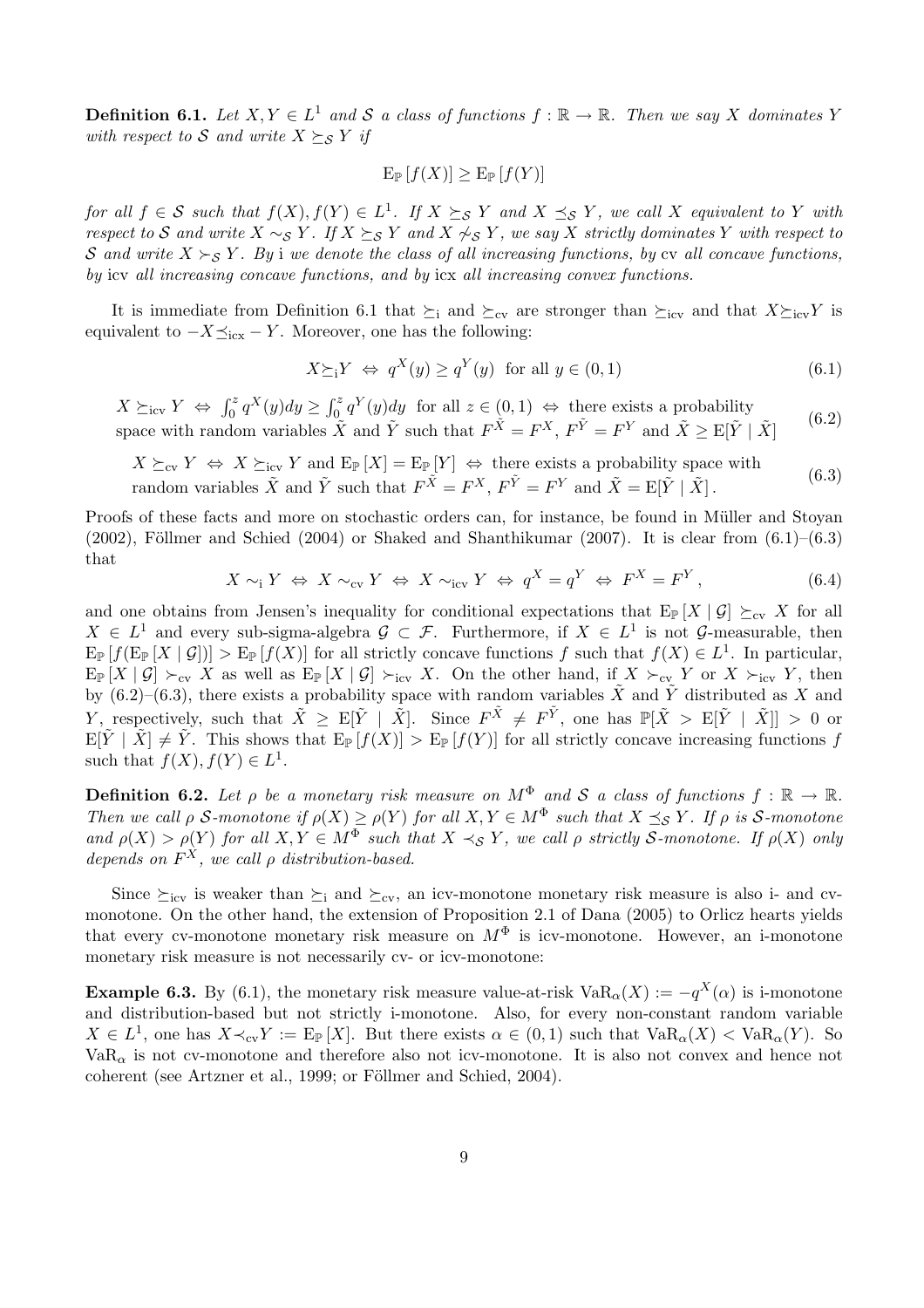**Definition 6.1.** *Let $X, Y \in L^1$ and $\mathcal{S}$ a class of functions $f : \mathbb{R} \to \mathbb{R}$. Then we say $X$ dominates $Y$ with respect to $\mathcal{S}$ and write $X \succeq_{\mathcal{S}} Y$ if*

$$\mathrm{E}_{\mathbb{P}}\left[f(X)\right] \geq \mathrm{E}_{\mathbb{P}}\left[f(Y)\right]$$

*for all $f \in \mathcal{S}$ such that $f(X), f(Y) \in L^1$. If $X \succeq_{\mathcal{S}} Y$ and $X \preceq_{\mathcal{S}} Y$, we call $X$ equivalent to $Y$ with respect to $\mathcal{S}$ and write $X \sim_{\mathcal{S}} Y$. If $X \succeq_{\mathcal{S}} Y$ and $X \not\preceq_{\mathcal{S}} Y$, we say $X$ strictly dominates $Y$ with respect to $\mathcal{S}$ and write $X \succ_{\mathcal{S}} Y$. By* i *we denote the class of all increasing functions, by* cv *all concave functions, by* icv *all increasing concave functions, and by* icx *all increasing convex functions.*

It is immediate from Definition 6.1 that $\succeq_{\mathrm{i}}$ and $\succeq_{\mathrm{cv}}$ are stronger than $\succeq_{\mathrm{icv}}$ and that $X \succeq_{\mathrm{icv}} Y$ is equivalent to $-X \preceq_{\mathrm{icx}} -Y$. Moreover, one has the following:

$$X \succeq_{\mathrm{i}} Y \;\Leftrightarrow\; q^X(y) \geq q^Y(y) \;\text{ for all } y \in (0,1) \tag{6.1}$$

$$X \succeq_{\mathrm{icv}} Y \;\Leftrightarrow\; \int_0^z q^X(y)dy \geq \int_0^z q^Y(y)dy \;\text{ for all } z \in (0,1) \;\Leftrightarrow\; \text{there exists a probability space with random variables } \tilde{X} \text{ and } \tilde{Y} \text{ such that } F^{\tilde{X}} = F^X,\ F^{\tilde{Y}} = F^Y \text{ and } \tilde{X} \geq \mathrm{E}[\tilde{Y} \mid \tilde{X}] \tag{6.2}$$

$$X \succeq_{\mathrm{cv}} Y \;\Leftrightarrow\; X \succeq_{\mathrm{icv}} Y \text{ and } \mathrm{E}_{\mathbb{P}}[X] = \mathrm{E}_{\mathbb{P}}[Y] \;\Leftrightarrow\; \text{there exists a probability space with random variables } \tilde{X} \text{ and } \tilde{Y} \text{ such that } F^{\tilde{X}} = F^X,\ F^{\tilde{Y}} = F^Y \text{ and } \tilde{X} = \mathrm{E}[\tilde{Y} \mid \tilde{X}]. \tag{6.3}$$

Proofs of these facts and more on stochastic orders can, for instance, be found in Müller and Stoyan (2002), Föllmer and Schied (2004) or Shaked and Shanthikumar (2007). It is clear from (6.1)–(6.3) that

$$X \sim_{\mathrm{i}} Y \;\Leftrightarrow\; X \sim_{\mathrm{cv}} Y \;\Leftrightarrow\; X \sim_{\mathrm{icv}} Y \;\Leftrightarrow\; q^X = q^Y \;\Leftrightarrow\; F^X = F^Y, \tag{6.4}$$

and one obtains from Jensen's inequality for conditional expectations that $\mathrm{E}_{\mathbb{P}}[X \mid \mathcal{G}] \succeq_{\mathrm{cv}} X$ for all $X \in L^1$ and every sub-sigma-algebra $\mathcal{G} \subset \mathcal{F}$. Furthermore, if $X \in L^1$ is not $\mathcal{G}$-measurable, then $\mathrm{E}_{\mathbb{P}}[f(\mathrm{E}_{\mathbb{P}}[X \mid \mathcal{G}])] > \mathrm{E}_{\mathbb{P}}[f(X)]$ for all strictly concave functions $f$ such that $f(X) \in L^1$. In particular, $\mathrm{E}_{\mathbb{P}}[X \mid \mathcal{G}] \succ_{\mathrm{cv}} X$ as well as $\mathrm{E}_{\mathbb{P}}[X \mid \mathcal{G}] \succ_{\mathrm{icv}} X$. On the other hand, if $X \succ_{\mathrm{cv}} Y$ or $X \succ_{\mathrm{icv}} Y$, then by (6.2)–(6.3), there exists a probability space with random variables $\tilde{X}$ and $\tilde{Y}$ distributed as $X$ and $Y$, respectively, such that $\tilde{X} \geq \mathrm{E}[\tilde{Y} \mid \tilde{X}]$. Since $F^{\tilde{X}} \neq F^{\tilde{Y}}$, one has $\mathbb{P}[\tilde{X} > \mathrm{E}[\tilde{Y} \mid \tilde{X}]] > 0$ or $\mathrm{E}[\tilde{Y} \mid \tilde{X}] \neq \tilde{Y}$. This shows that $\mathrm{E}_{\mathbb{P}}[f(X)] > \mathrm{E}_{\mathbb{P}}[f(Y)]$ for all strictly concave increasing functions $f$ such that $f(X), f(Y) \in L^1$.

**Definition 6.2.** *Let $\rho$ be a monetary risk measure on $M^\Phi$ and $\mathcal{S}$ a class of functions $f : \mathbb{R} \to \mathbb{R}$. Then we call $\rho$ $\mathcal{S}$-monotone if $\rho(X) \geq \rho(Y)$ for all $X, Y \in M^\Phi$ such that $X \preceq_{\mathcal{S}} Y$. If $\rho$ is $\mathcal{S}$-monotone and $\rho(X) > \rho(Y)$ for all $X, Y \in M^\Phi$ such that $X \prec_{\mathcal{S}} Y$, we call $\rho$ strictly $\mathcal{S}$-monotone. If $\rho(X)$ only depends on $F^X$, we call $\rho$ distribution-based.*

Since $\succeq_{\mathrm{icv}}$ is weaker than $\succeq_{\mathrm{i}}$ and $\succeq_{\mathrm{cv}}$, an icv-monotone monetary risk measure is also i- and cv-monotone. On the other hand, the extension of Proposition 2.1 of Dana (2005) to Orlicz hearts yields that every cv-monotone monetary risk measure on $M^\Phi$ is icv-monotone. However, an i-monotone monetary risk measure is not necessarily cv- or icv-monotone:

**Example 6.3.** By (6.1), the monetary risk measure value-at-risk $\mathrm{VaR}_\alpha(X) := -q^X(\alpha)$ is i-monotone and distribution-based but not strictly i-monotone. Also, for every non-constant random variable $X \in L^1$, one has $X \prec_{\mathrm{cv}} Y := \mathrm{E}_{\mathbb{P}}[X]$. But there exists $\alpha \in (0,1)$ such that $\mathrm{VaR}_\alpha(X) < \mathrm{VaR}_\alpha(Y)$. So $\mathrm{VaR}_\alpha$ is not cv-monotone and therefore also not icv-monotone. It is also not convex and hence not coherent (see Artzner et al., 1999; or Föllmer and Schied, 2004).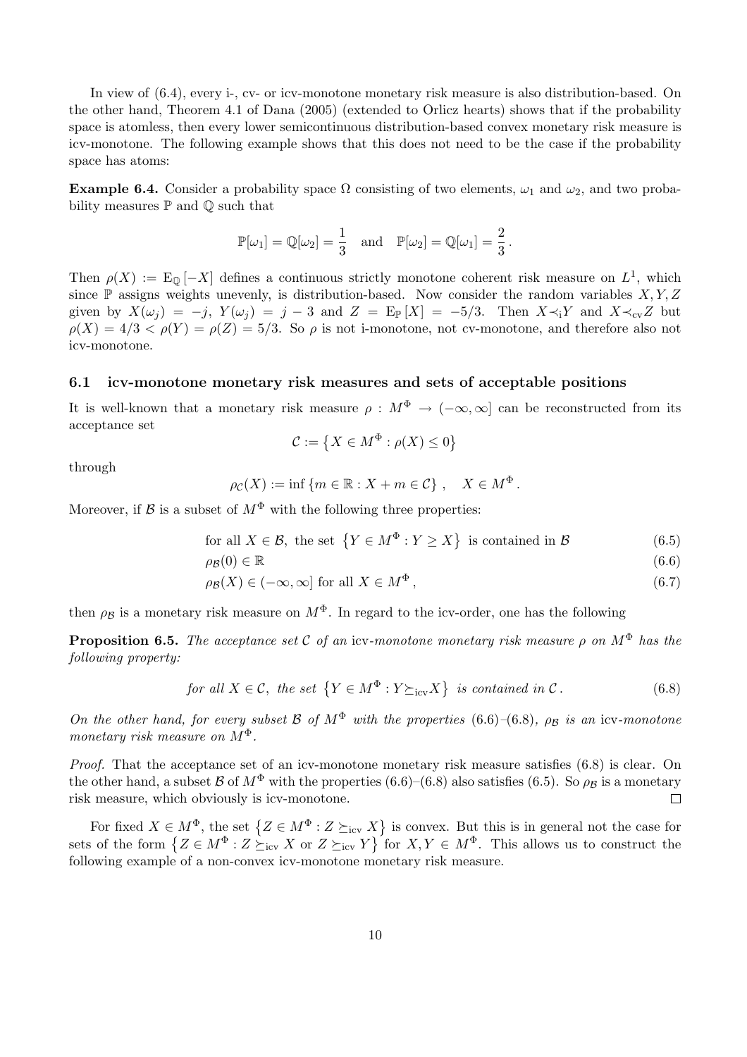In view of (6.4), every i-, cv- or icv-monotone monetary risk measure is also distribution-based. On the other hand, Theorem 4.1 of Dana (2005) (extended to Orlicz hearts) shows that if the probability space is atomless, then every lower semicontinuous distribution-based convex monetary risk measure is icv-monotone. The following example shows that this does not need to be the case if the probability space has atoms:

**Example 6.4.** Consider a probability space $\Omega$ consisting of two elements, $\omega_1$ and $\omega_2$, and two probability measures $\mathbb{P}$ and $\mathbb{Q}$ such that

$$\mathbb{P}[\omega_1] = \mathbb{Q}[\omega_2] = \frac{1}{3} \quad \text{and} \quad \mathbb{P}[\omega_2] = \mathbb{Q}[\omega_1] = \frac{2}{3}.$$

Then $\rho(X) := \mathrm{E}_{\mathbb{Q}}[-X]$ defines a continuous strictly monotone coherent risk measure on $L^1$, which since $\mathbb{P}$ assigns weights unevenly, is distribution-based. Now consider the random variables $X, Y, Z$ given by $X(\omega_j) = -j$, $Y(\omega_j) = j - 3$ and $Z = \mathrm{E}_{\mathbb{P}}[X] = -5/3$. Then $X \prec_{\mathrm{i}} Y$ and $X \prec_{\mathrm{cv}} Z$ but $\rho(X) = 4/3 < \rho(Y) = \rho(Z) = 5/3$. So $\rho$ is not i-monotone, not cv-monotone, and therefore also not icv-monotone.

### 6.1 icv-monotone monetary risk measures and sets of acceptable positions

It is well-known that a monetary risk measure $\rho : M^\Phi \to (-\infty, \infty]$ can be reconstructed from its acceptance set

$$\mathcal{C} := \left\{ X \in M^\Phi : \rho(X) \le 0 \right\}$$

through

$$\rho_{\mathcal{C}}(X) := \inf \left\{ m \in \mathbb{R} : X + m \in \mathcal{C} \right\}, \quad X \in M^\Phi.$$

Moreover, if $\mathcal{B}$ is a subset of $M^\Phi$ with the following three properties:

$$\text{for all } X \in \mathcal{B}, \text{ the set } \left\{ Y \in M^\Phi : Y \ge X \right\} \text{ is contained in } \mathcal{B} \tag{6.5}$$

$$\rho_{\mathcal{B}}(0) \in \mathbb{R} \tag{6.6}$$

$$\rho_{\mathcal{B}}(X) \in (-\infty, \infty] \text{ for all } X \in M^\Phi, \tag{6.7}$$

then $\rho_{\mathcal{B}}$ is a monetary risk measure on $M^\Phi$. In regard to the icv-order, one has the following

**Proposition 6.5.** *The acceptance set $\mathcal{C}$ of an* icv*-monotone monetary risk measure $\rho$ on $M^\Phi$ has the following property:*

$$\textit{for all } X \in \mathcal{C}, \textit{ the set } \left\{ Y \in M^\Phi : Y \succeq_{\mathrm{icv}} X \right\} \textit{ is contained in } \mathcal{C}. \tag{6.8}$$

*On the other hand, for every subset $\mathcal{B}$ of $M^\Phi$ with the properties (6.6)–(6.8), $\rho_{\mathcal{B}}$ is an* icv*-monotone monetary risk measure on $M^\Phi$.*

*Proof.* That the acceptance set of an icv-monotone monetary risk measure satisfies (6.8) is clear. On the other hand, a subset $\mathcal{B}$ of $M^\Phi$ with the properties (6.6)–(6.8) also satisfies (6.5). So $\rho_{\mathcal{B}}$ is a monetary risk measure, which obviously is icv-monotone. □

For fixed $X \in M^\Phi$, the set $\left\{ Z \in M^\Phi : Z \succeq_{\mathrm{icv}} X \right\}$ is convex. But this is in general not the case for sets of the form $\left\{ Z \in M^\Phi : Z \succeq_{\mathrm{icv}} X \text{ or } Z \succeq_{\mathrm{icv}} Y \right\}$ for $X, Y \in M^\Phi$. This allows us to construct the following example of a non-convex icv-monotone monetary risk measure.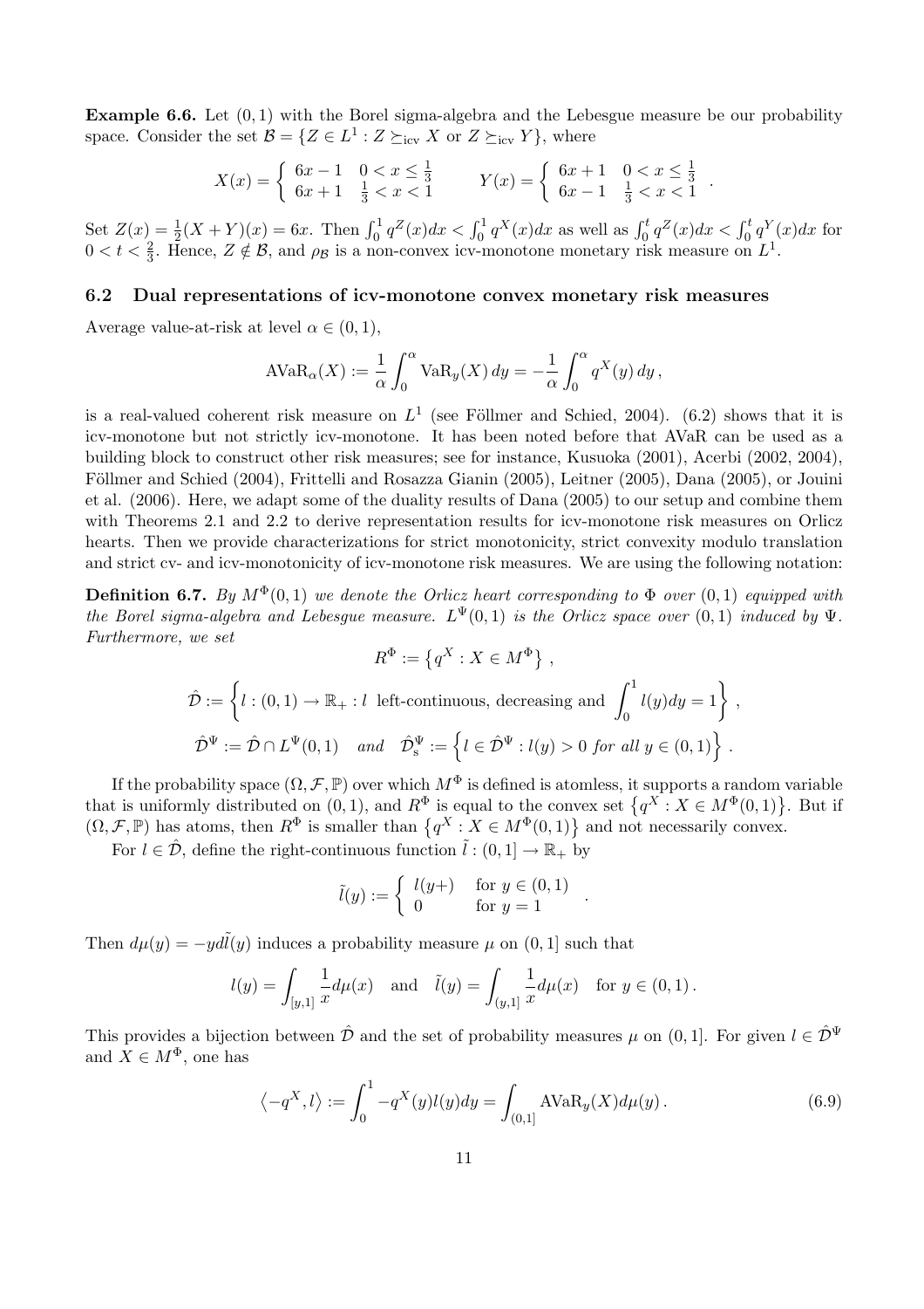**Example 6.6.** Let $(0,1)$ with the Borel sigma-algebra and the Lebesgue measure be our probability space. Consider the set $\mathcal{B} = \{Z \in L^1 : Z \succeq_{\text{icv}} X \text{ or } Z \succeq_{\text{icv}} Y\}$, where

$$X(x) = \begin{cases} 6x - 1 & 0 < x \leq \frac{1}{3} \\ 6x + 1 & \frac{1}{3} < x < 1 \end{cases} \qquad Y(x) = \begin{cases} 6x + 1 & 0 < x \leq \frac{1}{3} \\ 6x - 1 & \frac{1}{3} < x < 1 \end{cases} .$$

Set $Z(x) = \frac{1}{2}(X+Y)(x) = 6x$. Then $\int_0^1 q^Z(x)dx < \int_0^1 q^X(x)dx$ as well as $\int_0^t q^Z(x)dx < \int_0^t q^Y(x)dx$ for $0 < t < \frac{2}{3}$. Hence, $Z \notin \mathcal{B}$, and $\rho_{\mathcal{B}}$ is a non-convex icv-monotone monetary risk measure on $L^1$.

### 6.2 Dual representations of icv-monotone convex monetary risk measures

Average value-at-risk at level $\alpha \in (0,1)$,

$$\text{AVaR}_\alpha(X) := \frac{1}{\alpha} \int_0^\alpha \text{VaR}_y(X)\, dy = -\frac{1}{\alpha} \int_0^\alpha q^X(y)\, dy \,,$$

is a real-valued coherent risk measure on $L^1$ (see Föllmer and Schied, 2004). (6.2) shows that it is icv-monotone but not strictly icv-monotone. It has been noted before that AVaR can be used as a building block to construct other risk measures; see for instance, Kusuoka (2001), Acerbi (2002, 2004), Föllmer and Schied (2004), Frittelli and Rosazza Gianin (2005), Leitner (2005), Dana (2005), or Jouini et al. (2006). Here, we adapt some of the duality results of Dana (2005) to our setup and combine them with Theorems 2.1 and 2.2 to derive representation results for icv-monotone risk measures on Orlicz hearts. Then we provide characterizations for strict monotonicity, strict convexity modulo translation and strict cv- and icv-monotonicity of icv-monotone risk measures. We are using the following notation:

**Definition 6.7.** *By $M^\Phi(0,1)$ we denote the Orlicz heart corresponding to $\Phi$ over $(0,1)$ equipped with the Borel sigma-algebra and Lebesgue measure. $L^\Psi(0,1)$ is the Orlicz space over $(0,1)$ induced by $\Psi$. Furthermore, we set*

$$R^\Phi := \left\{ q^X : X \in M^\Phi \right\} ,$$

$$\hat{\mathcal{D}} := \left\{ l : (0,1) \to \mathbb{R}_+ : l \text{ left-continuous, decreasing and } \int_0^1 l(y)dy = 1 \right\} ,$$

$$\hat{\mathcal{D}}^\Psi := \hat{\mathcal{D}} \cap L^\Psi(0,1) \quad \textit{and} \quad \hat{\mathcal{D}}^\Psi_{\text{s}} := \left\{ l \in \hat{\mathcal{D}}^\Psi : l(y) > 0 \textit{ for all } y \in (0,1) \right\} .$$

If the probability space $(\Omega, \mathcal{F}, \mathbb{P})$ over which $M^\Phi$ is defined is atomless, it supports a random variable that is uniformly distributed on $(0,1)$, and $R^\Phi$ is equal to the convex set $\left\{ q^X : X \in M^\Phi(0,1) \right\}$. But if $(\Omega, \mathcal{F}, \mathbb{P})$ has atoms, then $R^\Phi$ is smaller than $\left\{ q^X : X \in M^\Phi(0,1) \right\}$ and not necessarily convex.

For $l \in \hat{\mathcal{D}}$, define the right-continuous function $\tilde{l} : (0,1] \to \mathbb{R}_+$ by

$$\tilde{l}(y) := \begin{cases} l(y+) & \text{for } y \in (0,1) \\ 0 & \text{for } y = 1 \end{cases} .$$

Then $d\mu(y) = -y d\tilde{l}(y)$ induces a probability measure $\mu$ on $(0,1]$ such that

$$l(y) = \int_{[y,1]} \frac{1}{x} d\mu(x) \quad \text{and} \quad \tilde{l}(y) = \int_{(y,1]} \frac{1}{x} d\mu(x) \quad \text{for } y \in (0,1) \,.$$

This provides a bijection between $\hat{\mathcal{D}}$ and the set of probability measures $\mu$ on $(0,1]$. For given $l \in \hat{\mathcal{D}}^\Psi$ and $X \in M^\Phi$, one has

$$\left\langle -q^X, l \right\rangle := \int_0^1 -q^X(y) l(y) dy = \int_{(0,1]} \text{AVaR}_y(X) d\mu(y) \,. \tag{6.9}$$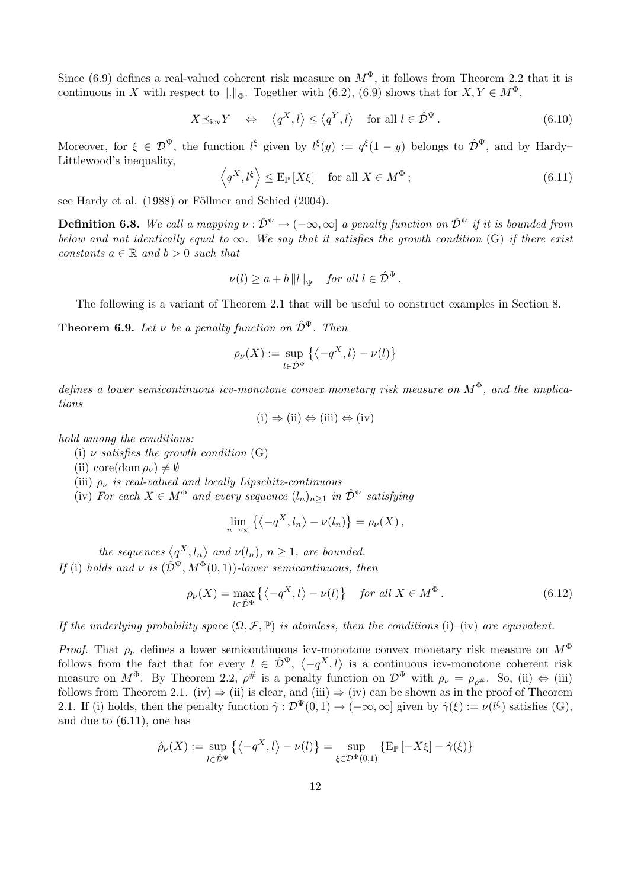Since (6.9) defines a real-valued coherent risk measure on $M^\Phi$, it follows from Theorem 2.2 that it is continuous in $X$ with respect to $\|.\|_\Phi$. Together with (6.2), (6.9) shows that for $X, Y \in M^\Phi$,

$$X \preceq_{\mathrm{icv}} Y \quad \Leftrightarrow \quad \left\langle q^X, l \right\rangle \le \left\langle q^Y, l \right\rangle \quad \text{for all } l \in \hat{\mathcal{D}}^\Psi . \tag{6.10}$$

Moreover, for $\xi \in \mathcal{D}^\Psi$, the function $l^\xi$ given by $l^\xi(y) := q^\xi(1-y)$ belongs to $\hat{\mathcal{D}}^\Psi$, and by Hardy–Littlewood's inequality,

$$\left\langle q^X, l^\xi \right\rangle \le \mathrm{E}_{\mathbb{P}}\left[X\xi\right] \quad \text{for all } X \in M^\Phi ; \tag{6.11}$$

see Hardy et al. (1988) or Föllmer and Schied (2004).

**Definition 6.8.** *We call a mapping $\nu : \hat{\mathcal{D}}^\Psi \to (-\infty, \infty]$ a penalty function on $\hat{\mathcal{D}}^\Psi$ if it is bounded from below and not identically equal to $\infty$. We say that it satisfies the growth condition* (G) *if there exist constants $a \in \mathbb{R}$ and $b > 0$ such that*

$$\nu(l) \ge a + b \left\|l\right\|_\Psi \quad \text{for all } l \in \hat{\mathcal{D}}^\Psi .$$

The following is a variant of Theorem 2.1 that will be useful to construct examples in Section 8.

**Theorem 6.9.** *Let $\nu$ be a penalty function on $\hat{\mathcal{D}}^\Psi$. Then*

$$\rho_\nu(X) := \sup_{l \in \hat{\mathcal{D}}^\Psi} \left\{ \left\langle -q^X, l \right\rangle - \nu(l) \right\}$$

*defines a lower semicontinuous icv-monotone convex monetary risk measure on $M^\Phi$, and the implications*

$$\text{(i)} \Rightarrow \text{(ii)} \Leftrightarrow \text{(iii)} \Leftrightarrow \text{(iv)}$$

*hold among the conditions:*

(i) *$\nu$ satisfies the growth condition* (G)

(ii) $\operatorname{core}(\operatorname{dom} \rho_\nu) \ne \emptyset$

(iii) *$\rho_\nu$ is real-valued and locally Lipschitz-continuous*

(iv) *For each $X \in M^\Phi$ and every sequence $(l_n)_{n \ge 1}$ in $\hat{\mathcal{D}}^\Psi$ satisfying*

$$\lim_{n \to \infty} \left\{ \left\langle -q^X, l_n \right\rangle - \nu(l_n) \right\} = \rho_\nu(X) ,$$

*the sequences $\left\langle q^X, l_n \right\rangle$ and $\nu(l_n)$, $n \ge 1$, are bounded.*

*If* (i) *holds and $\nu$ is $(\hat{\mathcal{D}}^\Psi, M^\Phi(0,1))$-lower semicontinuous, then*

$$\rho_\nu(X) = \max_{l \in \hat{\mathcal{D}}^\Psi} \left\{ \left\langle -q^X, l \right\rangle - \nu(l) \right\} \quad \text{for all } X \in M^\Phi . \tag{6.12}$$

*If the underlying probability space $(\Omega, \mathcal{F}, \mathbb{P})$ is atomless, then the conditions* (i)–(iv) *are equivalent.*

*Proof.* That $\rho_\nu$ defines a lower semicontinuous icv-monotone convex monetary risk measure on $M^\Phi$ follows from the fact that for every $l \in \hat{\mathcal{D}}^\Psi$, $\left\langle -q^X, l \right\rangle$ is a continuous icv-monotone coherent risk measure on $M^\Phi$. By Theorem 2.2, $\rho^\#$ is a penalty function on $\mathcal{D}^\Psi$ with $\rho_\nu = \rho_{\rho^\#}$. So, (ii) $\Leftrightarrow$ (iii) follows from Theorem 2.1. (iv) $\Rightarrow$ (ii) is clear, and (iii) $\Rightarrow$ (iv) can be shown as in the proof of Theorem 2.1. If (i) holds, then the penalty function $\hat{\gamma} : \mathcal{D}^\Psi(0,1) \to (-\infty, \infty]$ given by $\hat{\gamma}(\xi) := \nu(l^\xi)$ satisfies (G), and due to (6.11), one has

$$\hat{\rho}_\nu(X) := \sup_{l \in \hat{\mathcal{D}}^\Psi} \left\{ \left\langle -q^X, l \right\rangle - \nu(l) \right\} = \sup_{\xi \in \mathcal{D}^\Psi(0,1)} \left\{ \mathrm{E}_{\mathbb{P}}\left[-X\xi\right] - \hat{\gamma}(\xi) \right\}$$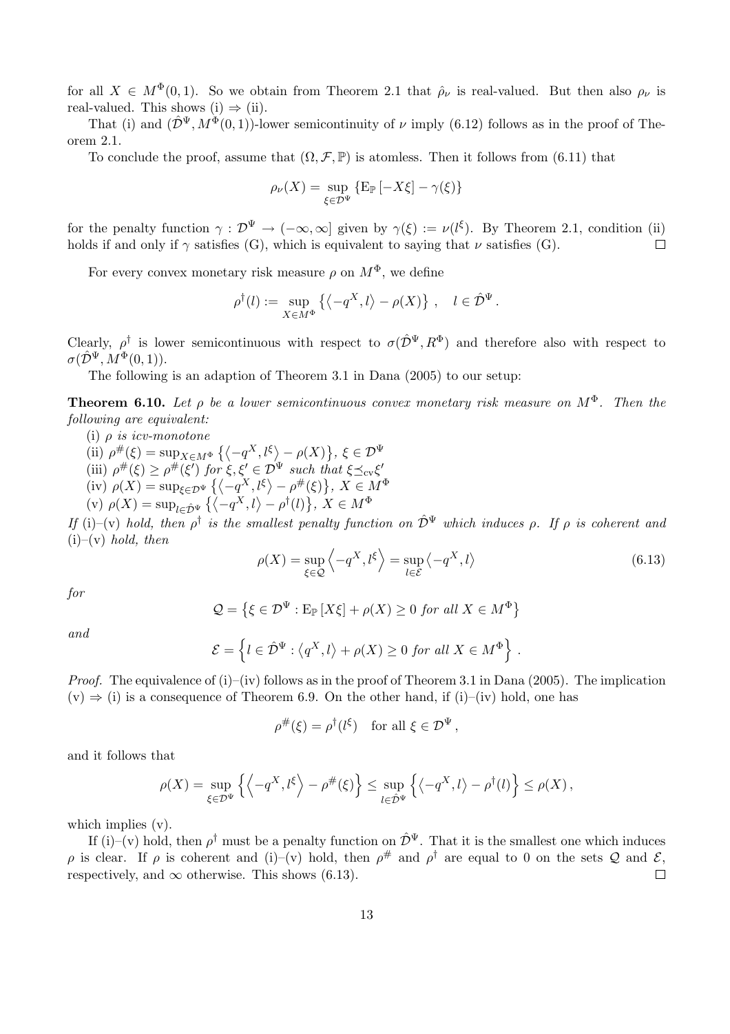for all $X \in M^\Phi(0,1)$. So we obtain from Theorem 2.1 that $\hat{\rho}_\nu$ is real-valued. But then also $\rho_\nu$ is real-valued. This shows (i) $\Rightarrow$ (ii).

That (i) and $(\hat{\mathcal{D}}^\Psi, M^\Phi(0,1))$-lower semicontinuity of $\nu$ imply (6.12) follows as in the proof of Theorem 2.1.

To conclude the proof, assume that $(\Omega, \mathcal{F}, \mathbb{P})$ is atomless. Then it follows from (6.11) that

$$\rho_\nu(X) = \sup_{\xi \in \mathcal{D}^\Psi} \{\mathrm{E}_\mathbb{P}[-X\xi] - \gamma(\xi)\}$$

for the penalty function $\gamma : \mathcal{D}^\Psi \to (-\infty, \infty]$ given by $\gamma(\xi) := \nu(l^\xi)$. By Theorem 2.1, condition (ii) holds if and only if $\gamma$ satisfies (G), which is equivalent to saying that $\nu$ satisfies (G). $\square$

For every convex monetary risk measure $\rho$ on $M^\Phi$, we define

$$\rho^\dagger(l) := \sup_{X \in M^\Phi} \left\{ \left\langle -q^X, l \right\rangle - \rho(X) \right\}, \quad l \in \hat{\mathcal{D}}^\Psi.$$

Clearly, $\rho^\dagger$ is lower semicontinuous with respect to $\sigma(\hat{\mathcal{D}}^\Psi, R^\Phi)$ and therefore also with respect to $\sigma(\hat{\mathcal{D}}^\Psi, M^\Phi(0,1))$.

The following is an adaption of Theorem 3.1 in Dana (2005) to our setup:

**Theorem 6.10.** *Let $\rho$ be a lower semicontinuous convex monetary risk measure on $M^\Phi$. Then the following are equivalent:*

(i) *$\rho$ is icv-monotone*

(ii) $\rho^\#(\xi) = \sup_{X \in M^\Phi} \left\{ \left\langle -q^X, l^\xi \right\rangle - \rho(X) \right\}$, $\xi \in \mathcal{D}^\Psi$

(iii) $\rho^\#(\xi) \geq \rho^\#(\xi')$ *for* $\xi, \xi' \in \mathcal{D}^\Psi$ *such that* $\xi \preceq_{\mathrm{cv}} \xi'$

(iv) $\rho(X) = \sup_{\xi \in \mathcal{D}^\Psi} \left\{ \left\langle -q^X, l^\xi \right\rangle - \rho^\#(\xi) \right\}$, $X \in M^\Phi$

(v) $\rho(X) = \sup_{l \in \hat{\mathcal{D}}^\Psi} \left\{ \left\langle -q^X, l \right\rangle - \rho^\dagger(l) \right\}$, $X \in M^\Phi$

*If (i)–(v) hold, then $\rho^\dagger$ is the smallest penalty function on $\hat{\mathcal{D}}^\Psi$ which induces $\rho$. If $\rho$ is coherent and (i)–(v) hold, then*

$$\rho(X) = \sup_{\xi \in \mathcal{Q}} \left\langle -q^X, l^\xi \right\rangle = \sup_{l \in \mathcal{E}} \left\langle -q^X, l \right\rangle \tag{6.13}$$

*for*

$$\mathcal{Q} = \left\{ \xi \in \mathcal{D}^\Psi : \mathrm{E}_\mathbb{P}[X\xi] + \rho(X) \geq 0 \text{ for all } X \in M^\Phi \right\}$$

*and*

$$\mathcal{E} = \left\{ l \in \hat{\mathcal{D}}^\Psi : \left\langle q^X, l \right\rangle + \rho(X) \geq 0 \text{ for all } X \in M^\Phi \right\}.$$

*Proof.* The equivalence of (i)–(iv) follows as in the proof of Theorem 3.1 in Dana (2005). The implication (v) $\Rightarrow$ (i) is a consequence of Theorem 6.9. On the other hand, if (i)–(iv) hold, one has

$$\rho^\#(\xi) = \rho^\dagger(l^\xi) \quad \text{for all } \xi \in \mathcal{D}^\Psi,$$

and it follows that

$$\rho(X) = \sup_{\xi \in \mathcal{D}^\Psi} \left\{ \left\langle -q^X, l^\xi \right\rangle - \rho^\#(\xi) \right\} \leq \sup_{l \in \hat{\mathcal{D}}^\Psi} \left\{ \left\langle -q^X, l \right\rangle - \rho^\dagger(l) \right\} \leq \rho(X),$$

which implies (v).

If (i)–(v) hold, then $\rho^\dagger$ must be a penalty function on $\hat{\mathcal{D}}^\Psi$. That it is the smallest one which induces $\rho$ is clear. If $\rho$ is coherent and (i)–(v) hold, then $\rho^\#$ and $\rho^\dagger$ are equal to 0 on the sets $\mathcal{Q}$ and $\mathcal{E}$, respectively, and $\infty$ otherwise. This shows (6.13). $\square$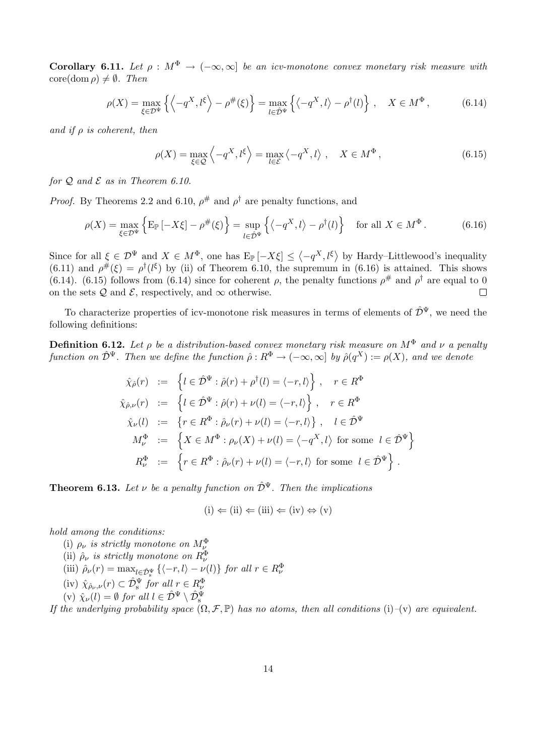**Corollary 6.11.** *Let $\rho : M^\Phi \to (-\infty, \infty]$ be an icv-monotone convex monetary risk measure with* $\operatorname{core}(\operatorname{dom} \rho) \neq \emptyset$*. Then*

$$\rho(X) = \max_{\xi \in \mathcal{D}^\Psi} \left\{ \left\langle -q^X, l^\xi \right\rangle - \rho^\#(\xi) \right\} = \max_{l \in \hat{\mathcal{D}}^\Psi} \left\{ \left\langle -q^X, l \right\rangle - \rho^\dagger(l) \right\}, \quad X \in M^\Phi, \tag{6.14}$$

*and if $\rho$ is coherent, then*

$$\rho(X) = \max_{\xi \in \mathcal{Q}} \left\langle -q^X, l^\xi \right\rangle = \max_{l \in \mathcal{E}} \left\langle -q^X, l \right\rangle, \quad X \in M^\Phi, \tag{6.15}$$

*for $\mathcal{Q}$ and $\mathcal{E}$ as in Theorem 6.10.*

*Proof.* By Theorems 2.2 and 6.10, $\rho^\#$ and $\rho^\dagger$ are penalty functions, and

$$\rho(X) = \max_{\xi \in \mathcal{D}^\Psi} \left\{ \mathrm{E}_{\mathbb{P}}\left[-X\xi\right] - \rho^\#(\xi) \right\} = \sup_{l \in \hat{\mathcal{D}}^\Psi} \left\{ \left\langle -q^X, l \right\rangle - \rho^\dagger(l) \right\} \quad \text{for all } X \in M^\Phi. \tag{6.16}$$

Since for all $\xi \in \mathcal{D}^\Psi$ and $X \in M^\Phi$, one has $\mathrm{E}_{\mathbb{P}}\left[-X\xi\right] \leq \left\langle -q^X, l^\xi \right\rangle$ by Hardy–Littlewood's inequality (6.11) and $\rho^\#(\xi) = \rho^\dagger(l^\xi)$ by (ii) of Theorem 6.10, the supremum in (6.16) is attained. This shows (6.14). (6.15) follows from (6.14) since for coherent $\rho$, the penalty functions $\rho^\#$ and $\rho^\dagger$ are equal to 0 on the sets $\mathcal{Q}$ and $\mathcal{E}$, respectively, and $\infty$ otherwise. $\square$

To characterize properties of icv-monotone risk measures in terms of elements of $\hat{\mathcal{D}}^\Psi$, we need the following definitions:

**Definition 6.12.** *Let $\rho$ be a distribution-based convex monetary risk measure on $M^\Phi$ and $\nu$ a penalty function on $\hat{\mathcal{D}}^\Psi$. Then we define the function $\hat{\rho} : R^\Phi \to (-\infty, \infty]$ by $\hat{\rho}(q^X) := \rho(X)$, and we denote*

$$\begin{aligned}
\hat{\chi}_{\hat{\rho}}(r) &:= \left\{ l \in \hat{\mathcal{D}}^\Psi : \hat{\rho}(r) + \rho^\dagger(l) = \langle -r, l \rangle \right\}, \quad r \in R^\Phi \\
\hat{\chi}_{\hat{\rho},\nu}(r) &:= \left\{ l \in \hat{\mathcal{D}}^\Psi : \hat{\rho}(r) + \nu(l) = \langle -r, l \rangle \right\}, \quad r \in R^\Phi \\
\hat{\chi}_{\nu}(l) &:= \left\{ r \in R^\Phi : \hat{\rho}_\nu(r) + \nu(l) = \langle -r, l \rangle \right\}, \quad l \in \hat{\mathcal{D}}^\Psi \\
M^\Phi_\nu &:= \left\{ X \in M^\Phi : \rho_\nu(X) + \nu(l) = \left\langle -q^X, l \right\rangle \text{ for some } l \in \hat{\mathcal{D}}^\Psi \right\} \\
R^\Phi_\nu &:= \left\{ r \in R^\Phi : \hat{\rho}_\nu(r) + \nu(l) = \langle -r, l \rangle \text{ for some } l \in \hat{\mathcal{D}}^\Psi \right\}.
\end{aligned}$$

**Theorem 6.13.** *Let $\nu$ be a penalty function on $\hat{\mathcal{D}}^\Psi$. Then the implications*

$$\text{(i)} \Leftarrow \text{(ii)} \Leftarrow \text{(iii)} \Leftarrow \text{(iv)} \Leftrightarrow \text{(v)}$$

*hold among the conditions:*

(i) *$\rho_\nu$ is strictly monotone on $M^\Phi_\nu$*
(ii) *$\hat{\rho}_\nu$ is strictly monotone on $R^\Phi_\nu$*
(iii) *$\hat{\rho}_\nu(r) = \max_{l \in \hat{\mathcal{D}}^\Psi_{\mathrm{s}}} \left\{ \langle -r, l \rangle - \nu(l) \right\}$ for all $r \in R^\Phi_\nu$*
(iv) *$\hat{\chi}_{\hat{\rho}_\nu,\nu}(r) \subset \hat{\mathcal{D}}^\Psi_{\mathrm{s}}$ for all $r \in R^\Phi_\nu$*
(v) *$\hat{\chi}_\nu(l) = \emptyset$ for all $l \in \hat{\mathcal{D}}^\Psi \setminus \hat{\mathcal{D}}^\Psi_{\mathrm{s}}$*

*If the underlying probability space $(\Omega, \mathcal{F}, \mathbb{P})$ has no atoms, then all conditions* (i)–(v) *are equivalent.*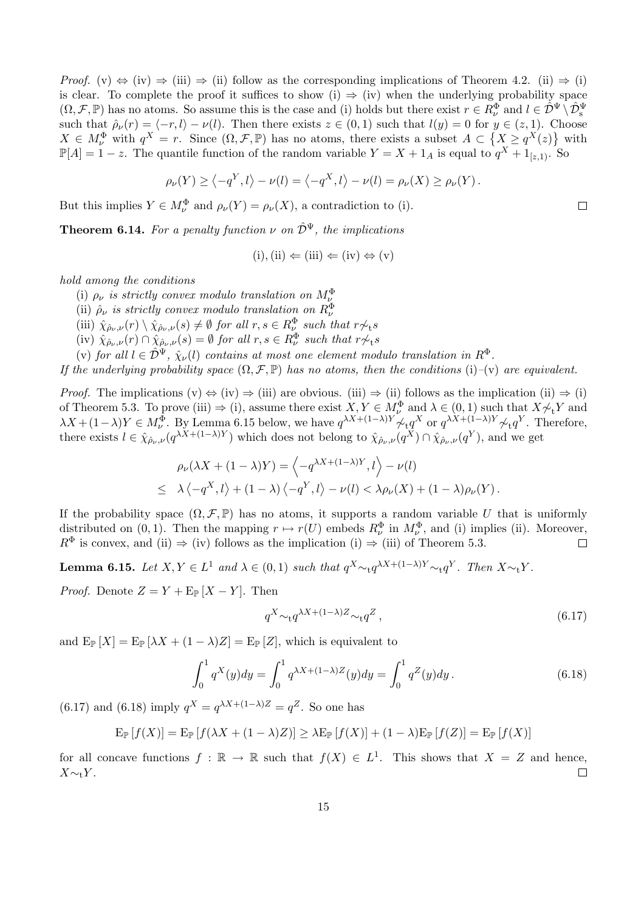*Proof.* (v) ⇔ (iv) ⇒ (iii) ⇒ (ii) follow as the corresponding implications of Theorem 4.2. (ii) ⇒ (i) is clear. To complete the proof it suffices to show (i) ⇒ (iv) when the underlying probability space $(\Omega, \mathcal{F}, \mathbb{P})$ has no atoms. So assume this is the case and (i) holds but there exist $r \in R^\Phi_\nu$ and $l \in \hat{\mathcal{D}}^\Psi \setminus \hat{\mathcal{D}}^\Psi_{\rm s}$ such that $\hat{\rho}_\nu(r) = \langle -r, l \rangle - \nu(l)$. Then there exists $z \in (0,1)$ such that $l(y) = 0$ for $y \in (z,1)$. Choose $X \in M^\Phi_\nu$ with $q^X = r$. Since $(\Omega, \mathcal{F}, \mathbb{P})$ has no atoms, there exists a subset $A \subset \left\{X \geq q^X(z)\right\}$ with $\mathbb{P}[A] = 1 - z$. The quantile function of the random variable $Y = X + 1_A$ is equal to $q^X + 1_{[z,1)}$. So

$$
\rho_\nu(Y) \geq \left\langle -q^Y, l \right\rangle - \nu(l) = \left\langle -q^X, l \right\rangle - \nu(l) = \rho_\nu(X) \geq \rho_\nu(Y) \,.
$$

But this implies $Y \in M^\Phi_\nu$ and $\rho_\nu(Y) = \rho_\nu(X)$, a contradiction to (i). □

**Theorem 6.14.** *For a penalty function $\nu$ on $\hat{\mathcal{D}}^\Psi$, the implications*

$$
\text{(i), (ii)} \Leftarrow \text{(iii)} \Leftarrow \text{(iv)} \Leftrightarrow \text{(v)}
$$

*hold among the conditions*

(i) *$\rho_\nu$ is strictly convex modulo translation on $M^\Phi_\nu$*

(ii) *$\hat{\rho}_\nu$ is strictly convex modulo translation on $R^\Phi_\nu$*

(iii) *$\hat{\chi}_{\hat{\rho}_\nu,\nu}(r) \setminus \hat{\chi}_{\hat{\rho}_\nu,\nu}(s) \neq \emptyset$ for all $r, s \in R^\Phi_\nu$ such that $r \not\sim_{\rm t} s$*

(iv) *$\hat{\chi}_{\hat{\rho}_\nu,\nu}(r) \cap \hat{\chi}_{\hat{\rho}_\nu,\nu}(s) = \emptyset$ for all $r, s \in R^\Phi_\nu$ such that $r \not\sim_{\rm t} s$*

(v) *for all $l \in \hat{\mathcal{D}}^\Psi$, $\hat{\chi}_\nu(l)$ contains at most one element modulo translation in $R^\Phi$.*

*If the underlying probability space $(\Omega, \mathcal{F}, \mathbb{P})$ has no atoms, then the conditions (i)–(v) are equivalent.*

*Proof.* The implications (v) ⇔ (iv) ⇒ (iii) are obvious. (iii) ⇒ (ii) follows as the implication (ii) ⇒ (i) of Theorem 5.3. To prove (iii) ⇒ (i), assume there exist $X, Y \in M^\Phi_\nu$ and $\lambda \in (0,1)$ such that $X \not\sim_{\rm t} Y$ and $\lambda X + (1-\lambda) Y \in M^\Phi_\nu$. By Lemma 6.15 below, we have $q^{\lambda X + (1-\lambda)Y} \not\sim_{\rm t} q^X$ or $q^{\lambda X + (1-\lambda)Y} \not\sim_{\rm t} q^Y$. Therefore, there exists $l \in \hat{\chi}_{\hat{\rho}_\nu,\nu}(q^{\lambda X + (1-\lambda)Y})$ which does not belong to $\hat{\chi}_{\hat{\rho}_\nu,\nu}(q^X) \cap \hat{\chi}_{\hat{\rho}_\nu,\nu}(q^Y)$, and we get

$$
\begin{aligned}
& \rho_\nu(\lambda X + (1-\lambda)Y) = \left\langle -q^{\lambda X + (1-\lambda)Y}, l \right\rangle - \nu(l) \\
\leq \;& \lambda \left\langle -q^X, l \right\rangle + (1-\lambda) \left\langle -q^Y, l \right\rangle - \nu(l) < \lambda \rho_\nu(X) + (1-\lambda) \rho_\nu(Y) \,.
\end{aligned}
$$

If the probability space $(\Omega, \mathcal{F}, \mathbb{P})$ has no atoms, it supports a random variable $U$ that is uniformly distributed on $(0,1)$. Then the mapping $r \mapsto r(U)$ embeds $R^\Phi_\nu$ in $M^\Phi_\nu$, and (i) implies (ii). Moreover, $R^\Phi$ is convex, and (ii) ⇒ (iv) follows as the implication (i) ⇒ (iii) of Theorem 5.3. □

**Lemma 6.15.** *Let $X, Y \in L^1$ and $\lambda \in (0,1)$ such that $q^X \sim_{\rm t} q^{\lambda X + (1-\lambda)Y} \sim_{\rm t} q^Y$. Then $X \sim_{\rm t} Y$.*

*Proof.* Denote $Z = Y + \mathrm{E}_\mathbb{P}[X - Y]$. Then

$$
q^X \sim_{\rm t} q^{\lambda X + (1-\lambda)Z} \sim_{\rm t} q^Z \,, \tag{6.17}
$$

and $\mathrm{E}_\mathbb{P}[X] = \mathrm{E}_\mathbb{P}[\lambda X + (1-\lambda)Z] = \mathrm{E}_\mathbb{P}[Z]$, which is equivalent to

$$
\int_0^1 q^X(y)dy = \int_0^1 q^{\lambda X + (1-\lambda)Z}(y)dy = \int_0^1 q^Z(y)dy \,. \tag{6.18}
$$

(6.17) and (6.18) imply $q^X = q^{\lambda X + (1-\lambda)Z} = q^Z$. So one has

$$
\mathrm{E}_\mathbb{P}[f(X)] = \mathrm{E}_\mathbb{P}[f(\lambda X + (1-\lambda)Z)] \geq \lambda \mathrm{E}_\mathbb{P}[f(X)] + (1-\lambda)\mathrm{E}_\mathbb{P}[f(Z)] = \mathrm{E}_\mathbb{P}[f(X)]
$$

for all concave functions $f : \mathbb{R} \to \mathbb{R}$ such that $f(X) \in L^1$. This shows that $X = Z$ and hence, $X \sim_{\rm t} Y$. □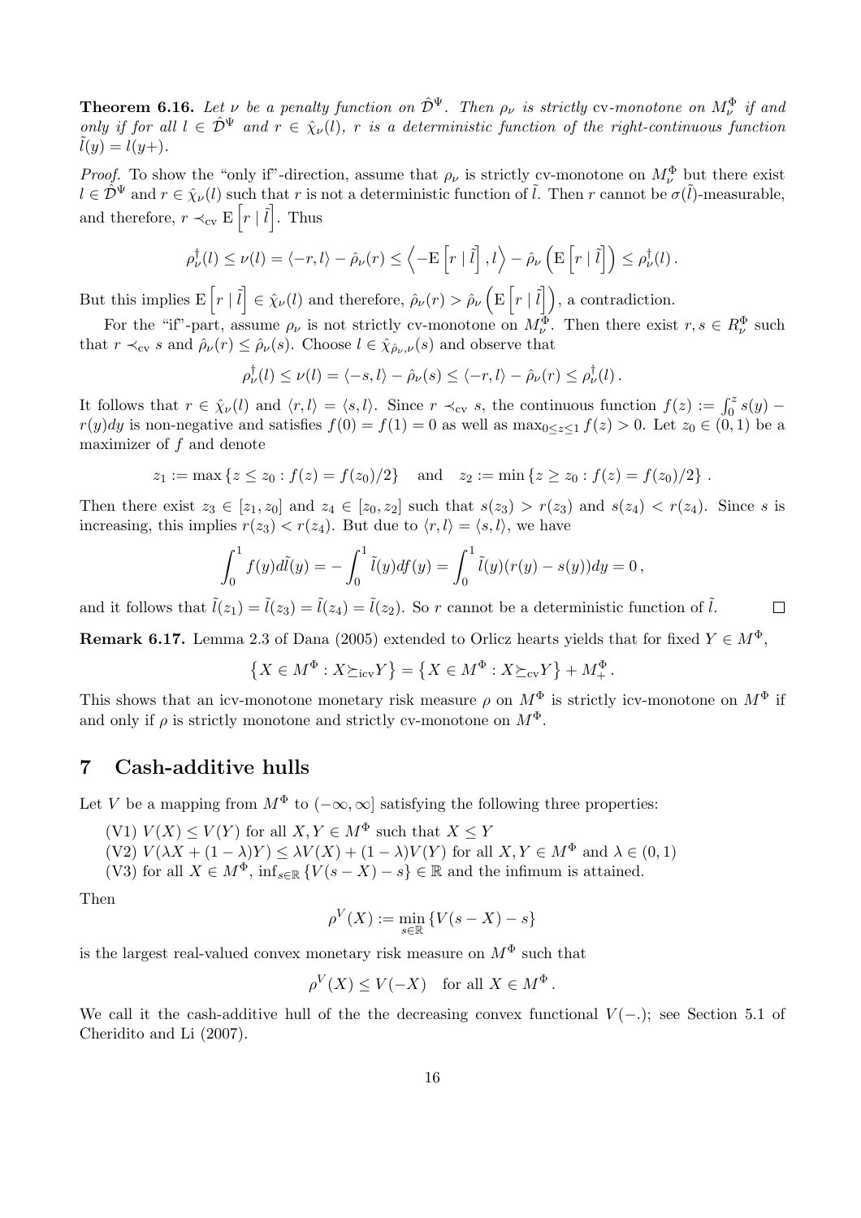**Theorem 6.16.** *Let $\nu$ be a penalty function on $\hat{\mathcal{D}}^\Psi$. Then $\rho_\nu$ is strictly* cv*-monotone on $M^\Phi_\nu$ if and only if for all $l \in \hat{\mathcal{D}}^\Psi$ and $r \in \hat{\chi}_\nu(l)$, $r$ is a deterministic function of the right-continuous function $\tilde{l}(y) = l(y+)$.*

*Proof.* To show the "only if"-direction, assume that $\rho_\nu$ is strictly cv-monotone on $M^\Phi_\nu$ but there exist $l \in \hat{\mathcal{D}}^\Psi$ and $r \in \hat{\chi}_\nu(l)$ such that $r$ is not a deterministic function of $\tilde{l}$. Then $r$ cannot be $\sigma(\tilde{l})$-measurable, and therefore, $r \prec_{\text{cv}} \mathrm{E}\left[r \mid \tilde{l}\right]$. Thus

$$\rho^\dagger_\nu(l) \le \nu(l) = \langle -r, l\rangle - \hat{\rho}_\nu(r) \le \left\langle -\mathrm{E}\left[r \mid \tilde{l}\right], l\right\rangle - \hat{\rho}_\nu\left(\mathrm{E}\left[r \mid \tilde{l}\right]\right) \le \rho^\dagger_\nu(l)\,.$$

But this implies $\mathrm{E}\left[r \mid \tilde{l}\right] \in \hat{\chi}_\nu(l)$ and therefore, $\hat{\rho}_\nu(r) > \hat{\rho}_\nu\left(\mathrm{E}\left[r \mid \tilde{l}\right]\right)$, a contradiction.

For the "if"-part, assume $\rho_\nu$ is not strictly cv-monotone on $M^\Phi_\nu$. Then there exist $r, s \in R^\Phi_\nu$ such that $r \prec_{\text{cv}} s$ and $\hat{\rho}_\nu(r) \le \hat{\rho}_\nu(s)$. Choose $l \in \hat{\chi}_{\hat{\rho}_\nu,\nu}(s)$ and observe that

$$\rho^\dagger_\nu(l) \le \nu(l) = \langle -s, l\rangle - \hat{\rho}_\nu(s) \le \langle -r, l\rangle - \hat{\rho}_\nu(r) \le \rho^\dagger_\nu(l)\,.$$

It follows that $r \in \hat{\chi}_\nu(l)$ and $\langle r, l\rangle = \langle s, l\rangle$. Since $r \prec_{\text{cv}} s$, the continuous function $f(z) := \int_0^z s(y) - r(y)dy$ is non-negative and satisfies $f(0) = f(1) = 0$ as well as $\max_{0 \le z \le 1} f(z) > 0$. Let $z_0 \in (0,1)$ be a maximizer of $f$ and denote

$$z_1 := \max\{z \le z_0 : f(z) = f(z_0)/2\} \quad \text{and} \quad z_2 := \min\{z \ge z_0 : f(z) = f(z_0)/2\}\,.$$

Then there exist $z_3 \in [z_1, z_0]$ and $z_4 \in [z_0, z_2]$ such that $s(z_3) > r(z_3)$ and $s(z_4) < r(z_4)$. Since $s$ is increasing, this implies $r(z_3) < r(z_4)$. But due to $\langle r, l\rangle = \langle s, l\rangle$, we have

$$\int_0^1 f(y) d\tilde{l}(y) = -\int_0^1 \tilde{l}(y) df(y) = \int_0^1 \tilde{l}(y)(r(y) - s(y))dy = 0\,,$$

and it follows that $\tilde{l}(z_1) = \tilde{l}(z_3) = \tilde{l}(z_4) = \tilde{l}(z_2)$. So $r$ cannot be a deterministic function of $\tilde{l}$. $\square$

**Remark 6.17.** Lemma 2.3 of Dana (2005) extended to Orlicz hearts yields that for fixed $Y \in M^\Phi$,

$$\left\{X \in M^\Phi : X \succeq_{\text{icv}} Y\right\} = \left\{X \in M^\Phi : X \succeq_{\text{cv}} Y\right\} + M^\Phi_+\,.$$

This shows that an icv-monotone monetary risk measure $\rho$ on $M^\Phi$ is strictly icv-monotone on $M^\Phi$ if and only if $\rho$ is strictly monotone and strictly cv-monotone on $M^\Phi$.

## 7 Cash-additive hulls

Let $V$ be a mapping from $M^\Phi$ to $(-\infty, \infty]$ satisfying the following three properties:

(V1) $V(X) \le V(Y)$ for all $X, Y \in M^\Phi$ such that $X \le Y$

(V2) $V(\lambda X + (1-\lambda)Y) \le \lambda V(X) + (1-\lambda)V(Y)$ for all $X, Y \in M^\Phi$ and $\lambda \in (0,1)$

(V3) for all $X \in M^\Phi$, $\inf_{s \in \mathbb{R}}\{V(s - X) - s\} \in \mathbb{R}$ and the infimum is attained.

Then

$$\rho^V(X) := \min_{s \in \mathbb{R}}\{V(s - X) - s\}$$

is the largest real-valued convex monetary risk measure on $M^\Phi$ such that

$$\rho^V(X) \le V(-X) \quad \text{for all } X \in M^\Phi\,.$$

We call it the cash-additive hull of the the decreasing convex functional $V(-.)$; see Section 5.1 of Cheridito and Li (2007).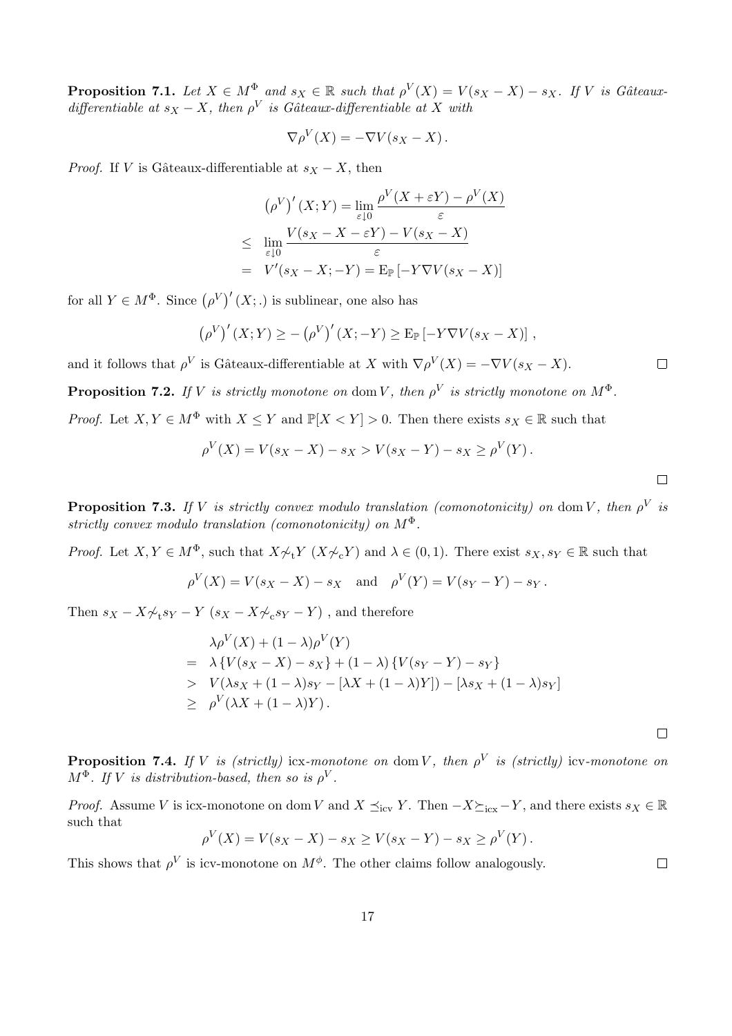**Proposition 7.1.** *Let $X \in M^\Phi$ and $s_X \in \mathbb{R}$ such that $\rho^V(X) = V(s_X - X) - s_X$. If $V$ is Gâteaux-differentiable at $s_X - X$, then $\rho^V$ is Gâteaux-differentiable at $X$ with*

$$\nabla \rho^V(X) = -\nabla V(s_X - X)\,.$$

*Proof.* If $V$ is Gâteaux-differentiable at $s_X - X$, then

$$\begin{aligned}
\left(\rho^V\right)'(X;Y) &= \lim_{\varepsilon \downarrow 0} \frac{\rho^V(X+\varepsilon Y) - \rho^V(X)}{\varepsilon} \\
&\leq \lim_{\varepsilon \downarrow 0} \frac{V(s_X - X - \varepsilon Y) - V(s_X - X)}{\varepsilon} \\
&= V'(s_X - X; -Y) = \mathrm{E}_{\mathbb{P}}\left[-Y \nabla V(s_X - X)\right]
\end{aligned}$$

for all $Y \in M^\Phi$. Since $\left(\rho^V\right)'(X;.)$ is sublinear, one also has

$$\left(\rho^V\right)'(X;Y) \geq -\left(\rho^V\right)'(X;-Y) \geq \mathrm{E}_{\mathbb{P}}\left[-Y \nabla V(s_X - X)\right],$$

and it follows that $\rho^V$ is Gâteaux-differentiable at $X$ with $\nabla \rho^V(X) = -\nabla V(s_X - X)$. □

**Proposition 7.2.** *If $V$ is strictly monotone on $\operatorname{dom} V$, then $\rho^V$ is strictly monotone on $M^\Phi$.*

*Proof.* Let $X, Y \in M^\Phi$ with $X \leq Y$ and $\mathbb{P}[X < Y] > 0$. Then there exists $s_X \in \mathbb{R}$ such that

$$\rho^V(X) = V(s_X - X) - s_X > V(s_X - Y) - s_X \geq \rho^V(Y)\,.$$

□

**Proposition 7.3.** *If $V$ is strictly convex modulo translation (comonotonicity) on $\operatorname{dom} V$, then $\rho^V$ is strictly convex modulo translation (comonotonicity) on $M^\Phi$.*

*Proof.* Let $X, Y \in M^\Phi$, such that $X \not\sim_{\mathrm{t}} Y$ ($X \not\sim_{\mathrm{c}} Y$) and $\lambda \in (0,1)$. There exist $s_X, s_Y \in \mathbb{R}$ such that

$$\rho^V(X) = V(s_X - X) - s_X \quad \text{and} \quad \rho^V(Y) = V(s_Y - Y) - s_Y\,.$$

Then $s_X - X \not\sim_{\mathrm{t}} s_Y - Y$ $(s_X - X \not\sim_{\mathrm{c}} s_Y - Y)$ , and therefore

$$\begin{aligned}
& \lambda \rho^V(X) + (1-\lambda)\rho^V(Y) \\
=\; & \lambda\left\{V(s_X - X) - s_X\right\} + (1-\lambda)\left\{V(s_Y - Y) - s_Y\right\} \\
>\; & V(\lambda s_X + (1-\lambda)s_Y - [\lambda X + (1-\lambda)Y]) - [\lambda s_X + (1-\lambda)s_Y] \\
\geq\; & \rho^V(\lambda X + (1-\lambda)Y)\,.
\end{aligned}$$

□

**Proposition 7.4.** *If $V$ is (strictly) icx-monotone on $\operatorname{dom} V$, then $\rho^V$ is (strictly) icv-monotone on $M^\Phi$. If $V$ is distribution-based, then so is $\rho^V$.*

*Proof.* Assume $V$ is icx-monotone on $\operatorname{dom} V$ and $X \preceq_{\mathrm{icv}} Y$. Then $-X \succeq_{\mathrm{icx}} -Y$, and there exists $s_X \in \mathbb{R}$ such that

$$\rho^V(X) = V(s_X - X) - s_X \geq V(s_X - Y) - s_X \geq \rho^V(Y)\,.$$

This shows that $\rho^V$ is icv-monotone on $M^\phi$. The other claims follow analogously. □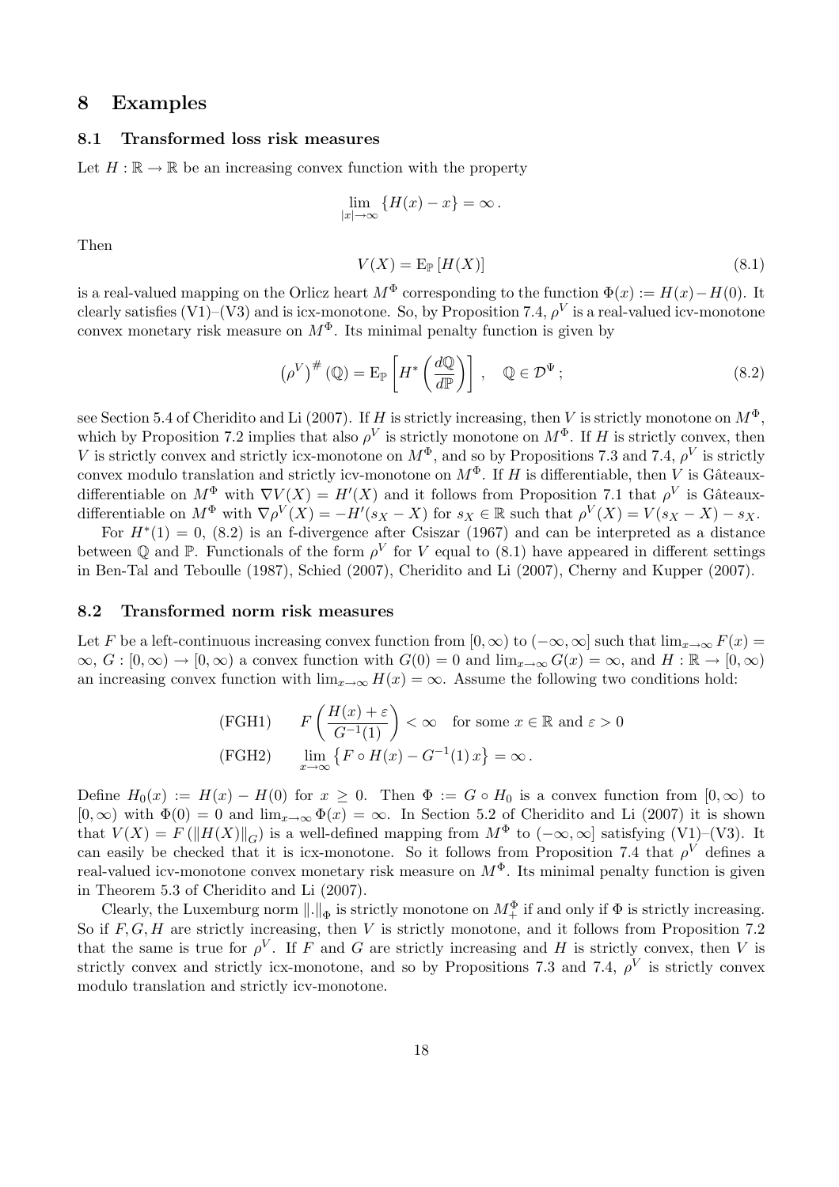## 8 Examples

### 8.1 Transformed loss risk measures

Let $H : \mathbb{R} \to \mathbb{R}$ be an increasing convex function with the property

$$\lim_{|x| \to \infty} \{H(x) - x\} = \infty\,.$$

Then

$$V(X) = \mathrm{E}_{\mathbb{P}}\left[H(X)\right] \tag{8.1}$$

is a real-valued mapping on the Orlicz heart $M^\Phi$ corresponding to the function $\Phi(x) := H(x) - H(0)$. It clearly satisfies (V1)–(V3) and is icx-monotone. So, by Proposition 7.4, $\rho^V$ is a real-valued icv-monotone convex monetary risk measure on $M^\Phi$. Its minimal penalty function is given by

$$\left(\rho^V\right)^{\#}(\mathbb{Q}) = \mathrm{E}_{\mathbb{P}}\left[H^*\left(\frac{d\mathbb{Q}}{d\mathbb{P}}\right)\right]\,, \quad \mathbb{Q} \in \mathcal{D}^\Psi\,; \tag{8.2}$$

see Section 5.4 of Cheridito and Li (2007). If $H$ is strictly increasing, then $V$ is strictly monotone on $M^\Phi$, which by Proposition 7.2 implies that also $\rho^V$ is strictly monotone on $M^\Phi$. If $H$ is strictly convex, then $V$ is strictly convex and strictly icx-monotone on $M^\Phi$, and so by Propositions 7.3 and 7.4, $\rho^V$ is strictly convex modulo translation and strictly icv-monotone on $M^\Phi$. If $H$ is differentiable, then $V$ is Gâteaux-differentiable on $M^\Phi$ with $\nabla V(X) = H'(X)$ and it follows from Proposition 7.1 that $\rho^V$ is Gâteaux-differentiable on $M^\Phi$ with $\nabla \rho^V(X) = -H'(s_X - X)$ for $s_X \in \mathbb{R}$ such that $\rho^V(X) = V(s_X - X) - s_X$.

For $H^*(1) = 0$, (8.2) is an f-divergence after Csiszar (1967) and can be interpreted as a distance between $\mathbb{Q}$ and $\mathbb{P}$. Functionals of the form $\rho^V$ for $V$ equal to (8.1) have appeared in different settings in Ben-Tal and Teboulle (1987), Schied (2007), Cheridito and Li (2007), Cherny and Kupper (2007).

### 8.2 Transformed norm risk measures

Let $F$ be a left-continuous increasing convex function from $[0,\infty)$ to $(-\infty,\infty]$ such that $\lim_{x\to\infty} F(x) = \infty$, $G : [0,\infty) \to [0,\infty)$ a convex function with $G(0) = 0$ and $\lim_{x\to\infty} G(x) = \infty$, and $H : \mathbb{R} \to [0,\infty)$ an increasing convex function with $\lim_{x\to\infty} H(x) = \infty$. Assume the following two conditions hold:

$$\text{(FGH1)} \qquad F\left(\frac{H(x)+\varepsilon}{G^{-1}(1)}\right) < \infty \quad \text{for some } x \in \mathbb{R} \text{ and } \varepsilon > 0$$

$$\text{(FGH2)} \qquad \lim_{x\to\infty}\left\{F \circ H(x) - G^{-1}(1)\,x\right\} = \infty\,.$$

Define $H_0(x) := H(x) - H(0)$ for $x \geq 0$. Then $\Phi := G \circ H_0$ is a convex function from $[0,\infty)$ to $[0,\infty)$ with $\Phi(0) = 0$ and $\lim_{x\to\infty}\Phi(x) = \infty$. In Section 5.2 of Cheridito and Li (2007) it is shown that $V(X) = F\left(\|H(X)\|_G\right)$ is a well-defined mapping from $M^\Phi$ to $(-\infty,\infty]$ satisfying (V1)–(V3). It can easily be checked that it is icx-monotone. So it follows from Proposition 7.4 that $\rho^V$ defines a real-valued icv-monotone convex monetary risk measure on $M^\Phi$. Its minimal penalty function is given in Theorem 5.3 of Cheridito and Li (2007).

Clearly, the Luxemburg norm $\|.\|_\Phi$ is strictly monotone on $M^\Phi_+$ if and only if $\Phi$ is strictly increasing. So if $F, G, H$ are strictly increasing, then $V$ is strictly monotone, and it follows from Proposition 7.2 that the same is true for $\rho^V$. If $F$ and $G$ are strictly increasing and $H$ is strictly convex, then $V$ is strictly convex and strictly icx-monotone, and so by Propositions 7.3 and 7.4, $\rho^V$ is strictly convex modulo translation and strictly icv-monotone.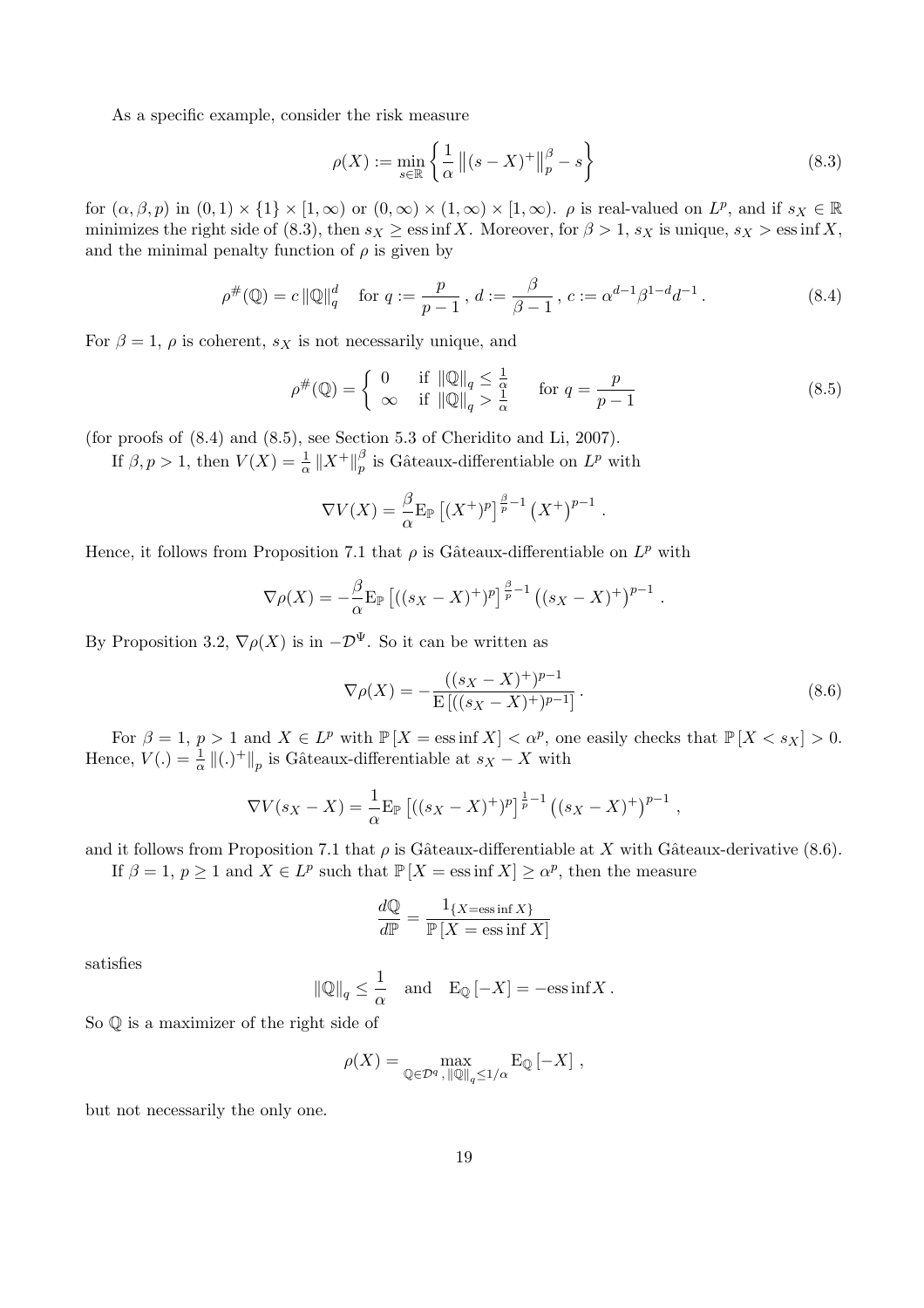As a specific example, consider the risk measure

$$\rho(X) := \min_{s \in \mathbb{R}} \left\{ \frac{1}{\alpha} \left\| (s - X)^+ \right\|_p^\beta - s \right\} \tag{8.3}$$

for $(\alpha, \beta, p)$ in $(0,1) \times \{1\} \times [1, \infty)$ or $(0, \infty) \times (1, \infty) \times [1, \infty)$. $\rho$ is real-valued on $L^p$, and if $s_X \in \mathbb{R}$ minimizes the right side of (8.3), then $s_X \geq \operatorname{ess\,inf} X$. Moreover, for $\beta > 1$, $s_X$ is unique, $s_X > \operatorname{ess\,inf} X$, and the minimal penalty function of $\rho$ is given by

$$\rho^{\#}(\mathbb{Q}) = c \left\| \mathbb{Q} \right\|_q^d \quad \text{for } q := \frac{p}{p-1}\,,\ d := \frac{\beta}{\beta - 1}\,,\ c := \alpha^{d-1} \beta^{1-d} d^{-1}\,. \tag{8.4}$$

For $\beta = 1$, $\rho$ is coherent, $s_X$ is not necessarily unique, and

$$\rho^{\#}(\mathbb{Q}) = \begin{cases} 0 & \text{if } \left\| \mathbb{Q} \right\|_q \leq \frac{1}{\alpha} \\ \infty & \text{if } \left\| \mathbb{Q} \right\|_q > \frac{1}{\alpha} \end{cases} \quad \text{for } q = \frac{p}{p-1} \tag{8.5}$$

(for proofs of (8.4) and (8.5), see Section 5.3 of Cheridito and Li, 2007).

If $\beta, p > 1$, then $V(X) = \frac{1}{\alpha} \left\| X^+ \right\|_p^\beta$ is Gâteaux-differentiable on $L^p$ with

$$\nabla V(X) = \frac{\beta}{\alpha} \mathrm{E}_{\mathbb{P}} \left[ (X^+)^p \right]^{\frac{\beta}{p} - 1} \left( X^+ \right)^{p-1}\,.$$

Hence, it follows from Proposition 7.1 that $\rho$ is Gâteaux-differentiable on $L^p$ with

$$\nabla \rho(X) = -\frac{\beta}{\alpha} \mathrm{E}_{\mathbb{P}} \left[ ((s_X - X)^+)^p \right]^{\frac{\beta}{p} - 1} \left( (s_X - X)^+ \right)^{p-1}\,.$$

By Proposition 3.2, $\nabla \rho(X)$ is in $-\mathcal{D}^\Psi$. So it can be written as

$$\nabla \rho(X) = -\frac{((s_X - X)^+)^{p-1}}{\mathrm{E}\left[ ((s_X - X)^+)^{p-1} \right]}\,. \tag{8.6}$$

For $\beta = 1$, $p > 1$ and $X \in L^p$ with $\mathbb{P}\left[ X = \operatorname{ess\,inf} X \right] < \alpha^p$, one easily checks that $\mathbb{P}\left[ X < s_X \right] > 0$. Hence, $V(.) = \frac{1}{\alpha} \left\| (.)^+ \right\|_p$ is Gâteaux-differentiable at $s_X - X$ with

$$\nabla V(s_X - X) = \frac{1}{\alpha} \mathrm{E}_{\mathbb{P}} \left[ ((s_X - X)^+)^p \right]^{\frac{1}{p} - 1} \left( (s_X - X)^+ \right)^{p-1}\,,$$

and it follows from Proposition 7.1 that $\rho$ is Gâteaux-differentiable at $X$ with Gâteaux-derivative (8.6).

If $\beta = 1$, $p \geq 1$ and $X \in L^p$ such that $\mathbb{P}\left[ X = \operatorname{ess\,inf} X \right] \geq \alpha^p$, then the measure

$$\frac{d\mathbb{Q}}{d\mathbb{P}} = \frac{1_{\{X = \operatorname{ess\,inf} X\}}}{\mathbb{P}\left[ X = \operatorname{ess\,inf} X \right]}$$

satisfies

$$\left\| \mathbb{Q} \right\|_q \leq \frac{1}{\alpha} \quad \text{and} \quad \mathrm{E}_{\mathbb{Q}}\left[ -X \right] = -\operatorname{ess\,inf} X\,.$$

So $\mathbb{Q}$ is a maximizer of the right side of

$$\rho(X) = \max_{\mathbb{Q} \in \mathcal{D}^q,\, \left\| \mathbb{Q} \right\|_q \leq 1/\alpha} \mathrm{E}_{\mathbb{Q}}\left[ -X \right]\,,$$

but not necessarily the only one.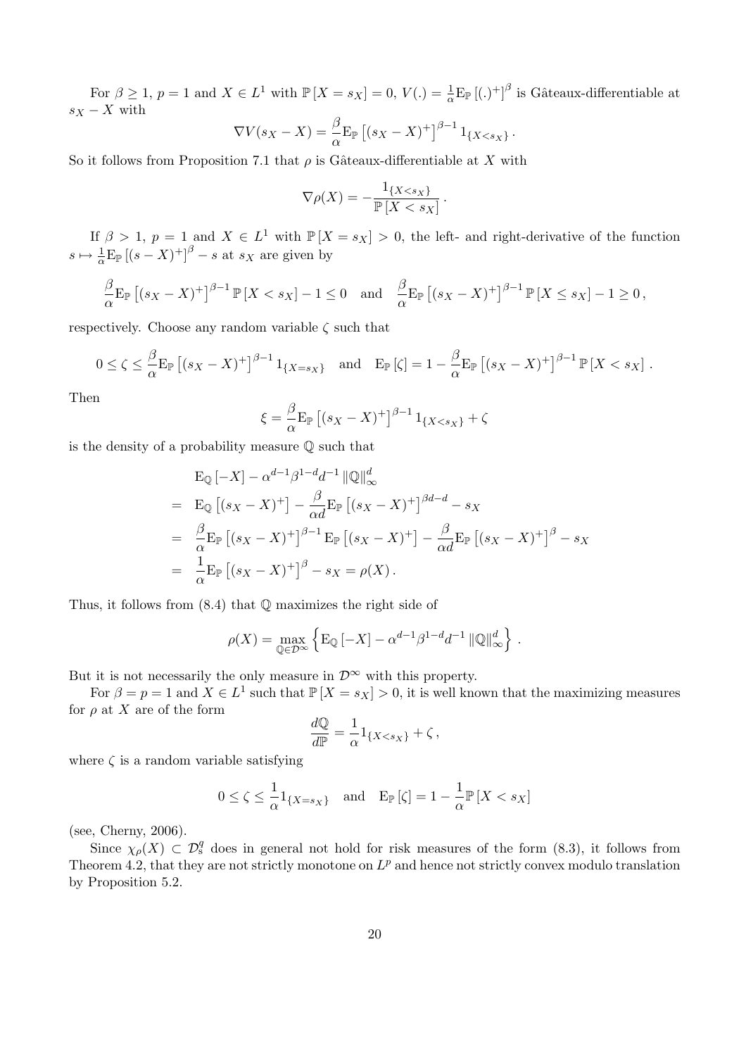For $\beta \geq 1$, $p = 1$ and $X \in L^1$ with $\mathbb{P}[X = s_X] = 0$, $V(.) = \frac{1}{\alpha} \mathrm{E}_{\mathbb{P}} \left[(.)^+\right]^\beta$ is Gâteaux-differentiable at $s_X - X$ with

$$
\nabla V(s_X - X) = \frac{\beta}{\alpha} \mathrm{E}_{\mathbb{P}} \left[(s_X - X)^+\right]^{\beta - 1} 1_{\{X < s_X\}} .
$$

So it follows from Proposition 7.1 that $\rho$ is Gâteaux-differentiable at $X$ with

$$
\nabla \rho(X) = - \frac{1_{\{X < s_X\}}}{\mathbb{P}[X < s_X]} .
$$

If $\beta > 1$, $p = 1$ and $X \in L^1$ with $\mathbb{P}[X = s_X] > 0$, the left- and right-derivative of the function $s \mapsto \frac{1}{\alpha} \mathrm{E}_{\mathbb{P}} \left[(s - X)^+\right]^\beta - s$ at $s_X$ are given by

$$
\frac{\beta}{\alpha} \mathrm{E}_{\mathbb{P}} \left[(s_X - X)^+\right]^{\beta - 1} \mathbb{P}[X < s_X] - 1 \leq 0 \quad \text{and} \quad \frac{\beta}{\alpha} \mathrm{E}_{\mathbb{P}} \left[(s_X - X)^+\right]^{\beta - 1} \mathbb{P}[X \leq s_X] - 1 \geq 0 ,
$$

respectively. Choose any random variable $\zeta$ such that

$$
0 \leq \zeta \leq \frac{\beta}{\alpha} \mathrm{E}_{\mathbb{P}} \left[(s_X - X)^+\right]^{\beta - 1} 1_{\{X = s_X\}} \quad \text{and} \quad \mathrm{E}_{\mathbb{P}}[\zeta] = 1 - \frac{\beta}{\alpha} \mathrm{E}_{\mathbb{P}} \left[(s_X - X)^+\right]^{\beta - 1} \mathbb{P}[X < s_X] .
$$

Then

$$
\xi = \frac{\beta}{\alpha} \mathrm{E}_{\mathbb{P}} \left[(s_X - X)^+\right]^{\beta - 1} 1_{\{X < s_X\}} + \zeta
$$

is the density of a probability measure $\mathbb{Q}$ such that

$$
\begin{aligned}
& \mathrm{E}_{\mathbb{Q}}[-X] - \alpha^{d-1} \beta^{1-d} d^{-1} \|\mathbb{Q}\|_\infty^d \\
= \; & \mathrm{E}_{\mathbb{Q}} \left[(s_X - X)^+\right] - \frac{\beta}{\alpha d} \mathrm{E}_{\mathbb{P}} \left[(s_X - X)^+\right]^{\beta d - d} - s_X \\
= \; & \frac{\beta}{\alpha} \mathrm{E}_{\mathbb{P}} \left[(s_X - X)^+\right]^{\beta - 1} \mathrm{E}_{\mathbb{P}} \left[(s_X - X)^+\right] - \frac{\beta}{\alpha d} \mathrm{E}_{\mathbb{P}} \left[(s_X - X)^+\right]^{\beta} - s_X \\
= \; & \frac{1}{\alpha} \mathrm{E}_{\mathbb{P}} \left[(s_X - X)^+\right]^{\beta} - s_X = \rho(X) .
\end{aligned}
$$

Thus, it follows from (8.4) that $\mathbb{Q}$ maximizes the right side of

$$
\rho(X) = \max_{\mathbb{Q} \in \mathcal{D}^\infty} \left\{ \mathrm{E}_{\mathbb{Q}}[-X] - \alpha^{d-1} \beta^{1-d} d^{-1} \|\mathbb{Q}\|_\infty^d \right\} .
$$

But it is not necessarily the only measure in $\mathcal{D}^\infty$ with this property.

For $\beta = p = 1$ and $X \in L^1$ such that $\mathbb{P}[X = s_X] > 0$, it is well known that the maximizing measures for $\rho$ at $X$ are of the form

$$
\frac{d\mathbb{Q}}{d\mathbb{P}} = \frac{1}{\alpha} 1_{\{X < s_X\}} + \zeta ,
$$

where $\zeta$ is a random variable satisfying

$$
0 \leq \zeta \leq \frac{1}{\alpha} 1_{\{X = s_X\}} \quad \text{and} \quad \mathrm{E}_{\mathbb{P}}[\zeta] = 1 - \frac{1}{\alpha} \mathbb{P}[X < s_X]
$$

(see, Cherny, 2006).

Since $\chi_\rho(X) \subset \mathcal{D}^q_{\mathrm{s}}$ does in general not hold for risk measures of the form (8.3), it follows from Theorem 4.2, that they are not strictly monotone on $L^p$ and hence not strictly convex modulo translation by Proposition 5.2.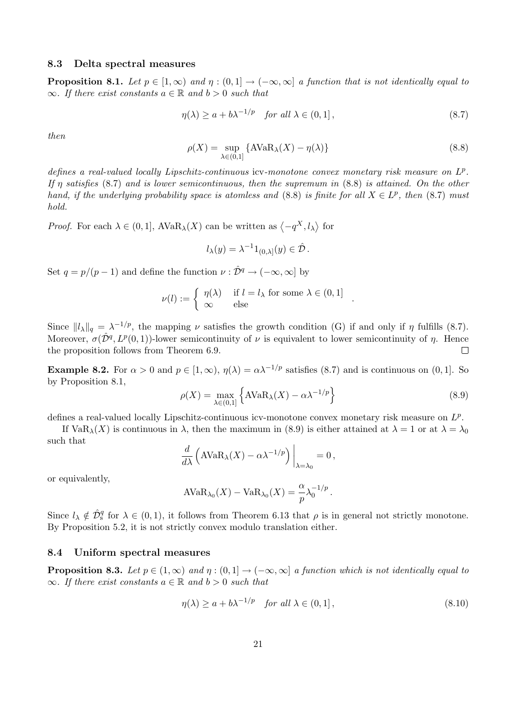### 8.3 Delta spectral measures

**Proposition 8.1.** *Let $p \in [1,\infty)$ and $\eta : (0,1] \to (-\infty,\infty]$ a function that is not identically equal to $\infty$. If there exist constants $a \in \mathbb{R}$ and $b > 0$ such that*

$$\eta(\lambda) \geq a + b\lambda^{-1/p} \quad \text{for all } \lambda \in (0,1]\,, \tag{8.7}$$

*then*

$$\rho(X) = \sup_{\lambda \in (0,1]} \{\mathrm{AVaR}_\lambda(X) - \eta(\lambda)\} \tag{8.8}$$

*defines a real-valued locally Lipschitz-continuous* icv*-monotone convex monetary risk measure on $L^p$. If $\eta$ satisfies* (8.7) *and is lower semicontinuous, then the supremum in* (8.8) *is attained. On the other hand, if the underlying probability space is atomless and* (8.8) *is finite for all $X \in L^p$, then* (8.7) *must hold.*

*Proof.* For each $\lambda \in (0,1]$, $\mathrm{AVaR}_\lambda(X)$ can be written as $\langle -q^X, l_\lambda \rangle$ for

$$l_\lambda(y) = \lambda^{-1} 1_{(0,\lambda]}(y) \in \hat{\mathcal{D}}\,.$$

Set $q = p/(p-1)$ and define the function $\nu : \hat{\mathcal{D}}^q \to (-\infty,\infty]$ by

$$\nu(l) := \begin{cases} \eta(\lambda) & \text{if } l = l_\lambda \text{ for some } \lambda \in (0,1] \\ \infty & \text{else} \end{cases}.$$

Since $\|l_\lambda\|_q = \lambda^{-1/p}$, the mapping $\nu$ satisfies the growth condition (G) if and only if $\eta$ fulfills (8.7). Moreover, $\sigma(\hat{\mathcal{D}}^q, L^p(0,1))$-lower semicontinuity of $\nu$ is equivalent to lower semicontinuity of $\eta$. Hence the proposition follows from Theorem 6.9. $\square$

**Example 8.2.** For $\alpha > 0$ and $p \in [1,\infty)$, $\eta(\lambda) = \alpha\lambda^{-1/p}$ satisfies (8.7) and is continuous on $(0,1]$. So by Proposition 8.1,

$$\rho(X) = \max_{\lambda \in (0,1]} \left\{ \mathrm{AVaR}_\lambda(X) - \alpha\lambda^{-1/p} \right\} \tag{8.9}$$

defines a real-valued locally Lipschitz-continuous icv-monotone convex monetary risk measure on $L^p$.

If $\mathrm{VaR}_\lambda(X)$ is continuous in $\lambda$, then the maximum in (8.9) is either attained at $\lambda = 1$ or at $\lambda = \lambda_0$ such that

$$\frac{d}{d\lambda}\left( \mathrm{AVaR}_\lambda(X) - \alpha\lambda^{-1/p} \right)\Big|_{\lambda=\lambda_0} = 0\,,$$

or equivalently,

$$\mathrm{AVaR}_{\lambda_0}(X) - \mathrm{VaR}_{\lambda_0}(X) = \frac{\alpha}{p}\lambda_0^{-1/p}\,.$$

Since $l_\lambda \notin \hat{\mathcal{D}}^q_{\mathrm{s}}$ for $\lambda \in (0,1)$, it follows from Theorem 6.13 that $\rho$ is in general not strictly monotone. By Proposition 5.2, it is not strictly convex modulo translation either.

### 8.4 Uniform spectral measures

**Proposition 8.3.** *Let $p \in (1,\infty)$ and $\eta : (0,1] \to (-\infty,\infty]$ a function which is not identically equal to $\infty$. If there exist constants $a \in \mathbb{R}$ and $b > 0$ such that*

$$\eta(\lambda) \geq a + b\lambda^{-1/p} \quad \text{for all } \lambda \in (0,1]\,, \tag{8.10}$$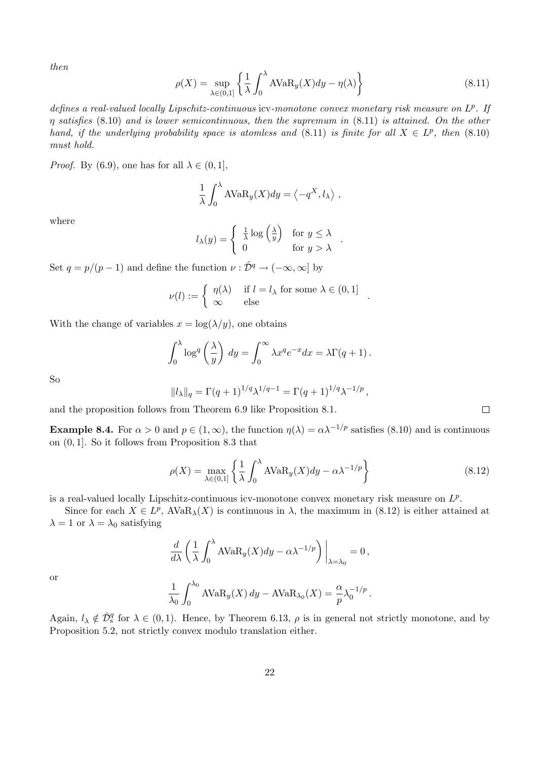*then*

$$\rho(X) = \sup_{\lambda \in (0,1]} \left\{ \frac{1}{\lambda} \int_0^\lambda \mathrm{AVaR}_y(X) dy - \eta(\lambda) \right\} \tag{8.11}$$

*defines a real-valued locally Lipschitz-continuous* icv*-monotone convex monetary risk measure on* $L^p$*. If* $\eta$ *satisfies* (8.10) *and is lower semicontinuous, then the supremum in* (8.11) *is attained. On the other hand, if the underlying probability space is atomless and* (8.11) *is finite for all* $X \in L^p$*, then* (8.10) *must hold.*

*Proof.* By (6.9), one has for all $\lambda \in (0,1]$,

$$\frac{1}{\lambda} \int_0^\lambda \mathrm{AVaR}_y(X) dy = \left\langle -q^X, l_\lambda \right\rangle ,$$

where

$$l_\lambda(y) = \begin{cases} \frac{1}{\lambda} \log\left(\frac{\lambda}{y}\right) & \text{for } y \le \lambda \\ 0 & \text{for } y > \lambda \end{cases} .$$

Set $q = p/(p-1)$ and define the function $\nu : \hat{\mathcal{D}}^q \to (-\infty, \infty]$ by

$$\nu(l) := \begin{cases} \eta(\lambda) & \text{if } l = l_\lambda \text{ for some } \lambda \in (0,1] \\ \infty & \text{else} \end{cases} .$$

With the change of variables $x = \log(\lambda/y)$, one obtains

$$\int_0^\lambda \log^q \left(\frac{\lambda}{y}\right) dy = \int_0^\infty \lambda x^q e^{-x} dx = \lambda \Gamma(q+1) .$$

So

$$\|l_\lambda\|_q = \Gamma(q+1)^{1/q} \lambda^{1/q - 1} = \Gamma(q+1)^{1/q} \lambda^{-1/p} ,$$

and the proposition follows from Theorem 6.9 like Proposition 8.1. □

**Example 8.4.** For $\alpha > 0$ and $p \in (1, \infty)$, the function $\eta(\lambda) = \alpha \lambda^{-1/p}$ satisfies (8.10) and is continuous on $(0,1]$. So it follows from Proposition 8.3 that

$$\rho(X) = \max_{\lambda \in (0,1]} \left\{ \frac{1}{\lambda} \int_0^\lambda \mathrm{AVaR}_y(X) dy - \alpha \lambda^{-1/p} \right\} \tag{8.12}$$

is a real-valued locally Lipschitz-continuous icv-monotone convex monetary risk measure on $L^p$.

Since for each $X \in L^p$, $\mathrm{AVaR}_\lambda(X)$ is continuous in $\lambda$, the maximum in (8.12) is either attained at $\lambda = 1$ or $\lambda = \lambda_0$ satisfying

$$\frac{d}{d\lambda} \left( \frac{1}{\lambda} \int_0^\lambda \mathrm{AVaR}_y(X) dy - \alpha \lambda^{-1/p} \right) \bigg|_{\lambda = \lambda_0} = 0 ,$$

or

$$\frac{1}{\lambda_0} \int_0^{\lambda_0} \mathrm{AVaR}_y(X)\, dy - \mathrm{AVaR}_{\lambda_0}(X) = \frac{\alpha}{p} \lambda_0^{-1/p} .$$

Again, $l_\lambda \notin \hat{\mathcal{D}}^q_s$ for $\lambda \in (0,1)$. Hence, by Theorem 6.13, $\rho$ is in general not strictly monotone, and by Proposition 5.2, not strictly convex modulo translation either.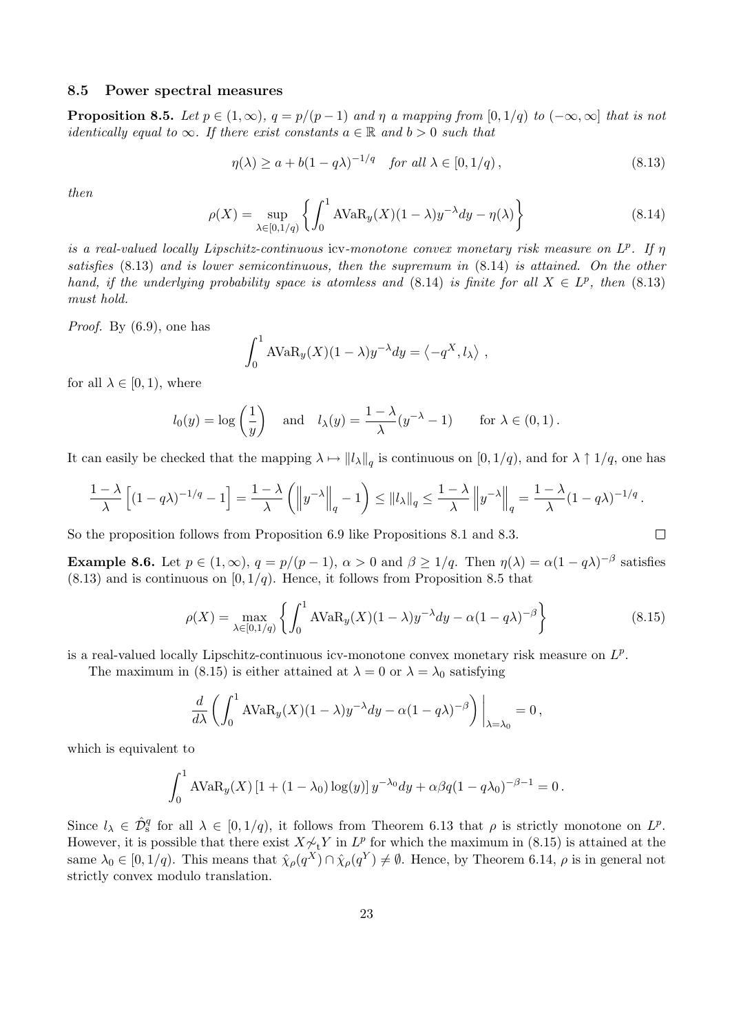### 8.5 Power spectral measures

**Proposition 8.5.** *Let $p \in (1,\infty)$, $q = p/(p-1)$ and $\eta$ a mapping from $[0,1/q)$ to $(-\infty,\infty]$ that is not identically equal to $\infty$. If there exist constants $a \in \mathbb{R}$ and $b > 0$ such that*

$$\eta(\lambda) \geq a + b(1-q\lambda)^{-1/q} \quad \text{for all } \lambda \in [0,1/q)\,, \tag{8.13}$$

*then*

$$\rho(X) = \sup_{\lambda \in [0,1/q)} \left\{ \int_0^1 \mathrm{AVaR}_y(X)(1-\lambda)y^{-\lambda}dy - \eta(\lambda) \right\} \tag{8.14}$$

*is a real-valued locally Lipschitz-continuous* icv*-monotone convex monetary risk measure on $L^p$. If $\eta$ satisfies (8.13) and is lower semicontinuous, then the supremum in (8.14) is attained. On the other hand, if the underlying probability space is atomless and (8.14) is finite for all $X \in L^p$, then (8.13) must hold.*

*Proof.* By (6.9), one has

$$\int_0^1 \mathrm{AVaR}_y(X)(1-\lambda)y^{-\lambda}dy = \langle -q^X, l_\lambda \rangle\,,$$

for all $\lambda \in [0,1)$, where

$$l_0(y) = \log\left(\frac{1}{y}\right) \quad \text{and} \quad l_\lambda(y) = \frac{1-\lambda}{\lambda}(y^{-\lambda}-1) \qquad \text{for } \lambda \in (0,1)\,.$$

It can easily be checked that the mapping $\lambda \mapsto \|l_\lambda\|_q$ is continuous on $[0,1/q)$, and for $\lambda \uparrow 1/q$, one has

$$\frac{1-\lambda}{\lambda}\left[(1-q\lambda)^{-1/q}-1\right] = \frac{1-\lambda}{\lambda}\left(\left\|y^{-\lambda}\right\|_q - 1\right) \leq \|l_\lambda\|_q \leq \frac{1-\lambda}{\lambda}\left\|y^{-\lambda}\right\|_q = \frac{1-\lambda}{\lambda}(1-q\lambda)^{-1/q}\,.$$

So the proposition follows from Proposition 6.9 like Propositions 8.1 and 8.3. $\square$

**Example 8.6.** Let $p \in (1,\infty)$, $q = p/(p-1)$, $\alpha > 0$ and $\beta \geq 1/q$. Then $\eta(\lambda) = \alpha(1-q\lambda)^{-\beta}$ satisfies (8.13) and is continuous on $[0,1/q)$. Hence, it follows from Proposition 8.5 that

$$\rho(X) = \max_{\lambda \in [0,1/q)} \left\{ \int_0^1 \mathrm{AVaR}_y(X)(1-\lambda)y^{-\lambda}dy - \alpha(1-q\lambda)^{-\beta} \right\} \tag{8.15}$$

is a real-valued locally Lipschitz-continuous icv-monotone convex monetary risk measure on $L^p$.

The maximum in (8.15) is either attained at $\lambda = 0$ or $\lambda = \lambda_0$ satisfying

$$\frac{d}{d\lambda}\left( \int_0^1 \mathrm{AVaR}_y(X)(1-\lambda)y^{-\lambda}dy - \alpha(1-q\lambda)^{-\beta} \right)\Bigg|_{\lambda=\lambda_0} = 0\,,$$

which is equivalent to

$$\int_0^1 \mathrm{AVaR}_y(X)\left[1 + (1-\lambda_0)\log(y)\right]y^{-\lambda_0}dy + \alpha\beta q(1-q\lambda_0)^{-\beta-1} = 0\,.$$

Since $l_\lambda \in \hat{\mathcal{D}}^q_{\mathrm{s}}$ for all $\lambda \in [0,1/q)$, it follows from Theorem 6.13 that $\rho$ is strictly monotone on $L^p$. However, it is possible that there exist $X \not\sim_{\mathrm{t}} Y$ in $L^p$ for which the maximum in (8.15) is attained at the same $\lambda_0 \in [0,1/q)$. This means that $\hat{\chi}_\rho(q^X) \cap \hat{\chi}_\rho(q^Y) \neq \emptyset$. Hence, by Theorem 6.14, $\rho$ is in general not strictly convex modulo translation.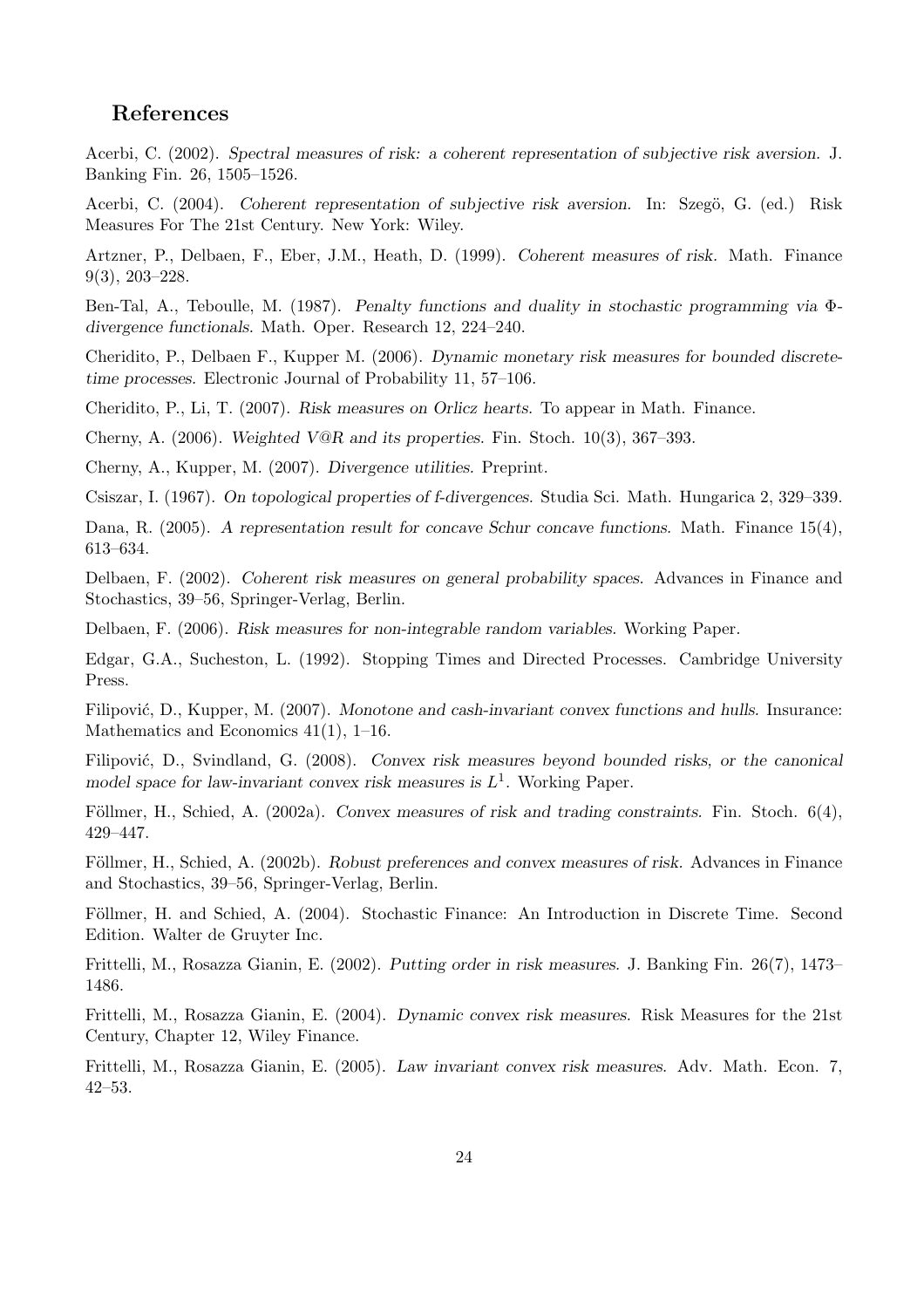## References

Acerbi, C. (2002). *Spectral measures of risk: a coherent representation of subjective risk aversion.* J. Banking Fin. 26, 1505–1526.

Acerbi, C. (2004). *Coherent representation of subjective risk aversion.* In: Szegö, G. (ed.) Risk Measures For The 21st Century. New York: Wiley.

Artzner, P., Delbaen, F., Eber, J.M., Heath, D. (1999). *Coherent measures of risk.* Math. Finance 9(3), 203–228.

Ben-Tal, A., Teboulle, M. (1987). *Penalty functions and duality in stochastic programming via Φ-divergence functionals.* Math. Oper. Research 12, 224–240.

Cheridito, P., Delbaen F., Kupper M. (2006). *Dynamic monetary risk measures for bounded discrete-time processes.* Electronic Journal of Probability 11, 57–106.

Cheridito, P., Li, T. (2007). *Risk measures on Orlicz hearts.* To appear in Math. Finance.

Cherny, A. (2006). *Weighted V@R and its properties.* Fin. Stoch. 10(3), 367–393.

Cherny, A., Kupper, M. (2007). *Divergence utilities.* Preprint.

Csiszar, I. (1967). *On topological properties of f-divergences.* Studia Sci. Math. Hungarica 2, 329–339.

Dana, R. (2005). *A representation result for concave Schur concave functions.* Math. Finance 15(4), 613–634.

Delbaen, F. (2002). *Coherent risk measures on general probability spaces.* Advances in Finance and Stochastics, 39–56, Springer-Verlag, Berlin.

Delbaen, F. (2006). *Risk measures for non-integrable random variables.* Working Paper.

Edgar, G.A., Sucheston, L. (1992). Stopping Times and Directed Processes. Cambridge University Press.

Filipović, D., Kupper, M. (2007). *Monotone and cash-invariant convex functions and hulls.* Insurance: Mathematics and Economics 41(1), 1–16.

Filipović, D., Svindland, G. (2008). *Convex risk measures beyond bounded risks, or the canonical model space for law-invariant convex risk measures is $L^1$.* Working Paper.

Föllmer, H., Schied, A. (2002a). *Convex measures of risk and trading constraints.* Fin. Stoch. 6(4), 429–447.

Föllmer, H., Schied, A. (2002b). *Robust preferences and convex measures of risk.* Advances in Finance and Stochastics, 39–56, Springer-Verlag, Berlin.

Föllmer, H. and Schied, A. (2004). Stochastic Finance: An Introduction in Discrete Time. Second Edition. Walter de Gruyter Inc.

Frittelli, M., Rosazza Gianin, E. (2002). *Putting order in risk measures.* J. Banking Fin. 26(7), 1473–1486.

Frittelli, M., Rosazza Gianin, E. (2004). *Dynamic convex risk measures.* Risk Measures for the 21st Century, Chapter 12, Wiley Finance.

Frittelli, M., Rosazza Gianin, E. (2005). *Law invariant convex risk measures.* Adv. Math. Econ. 7, 42–53.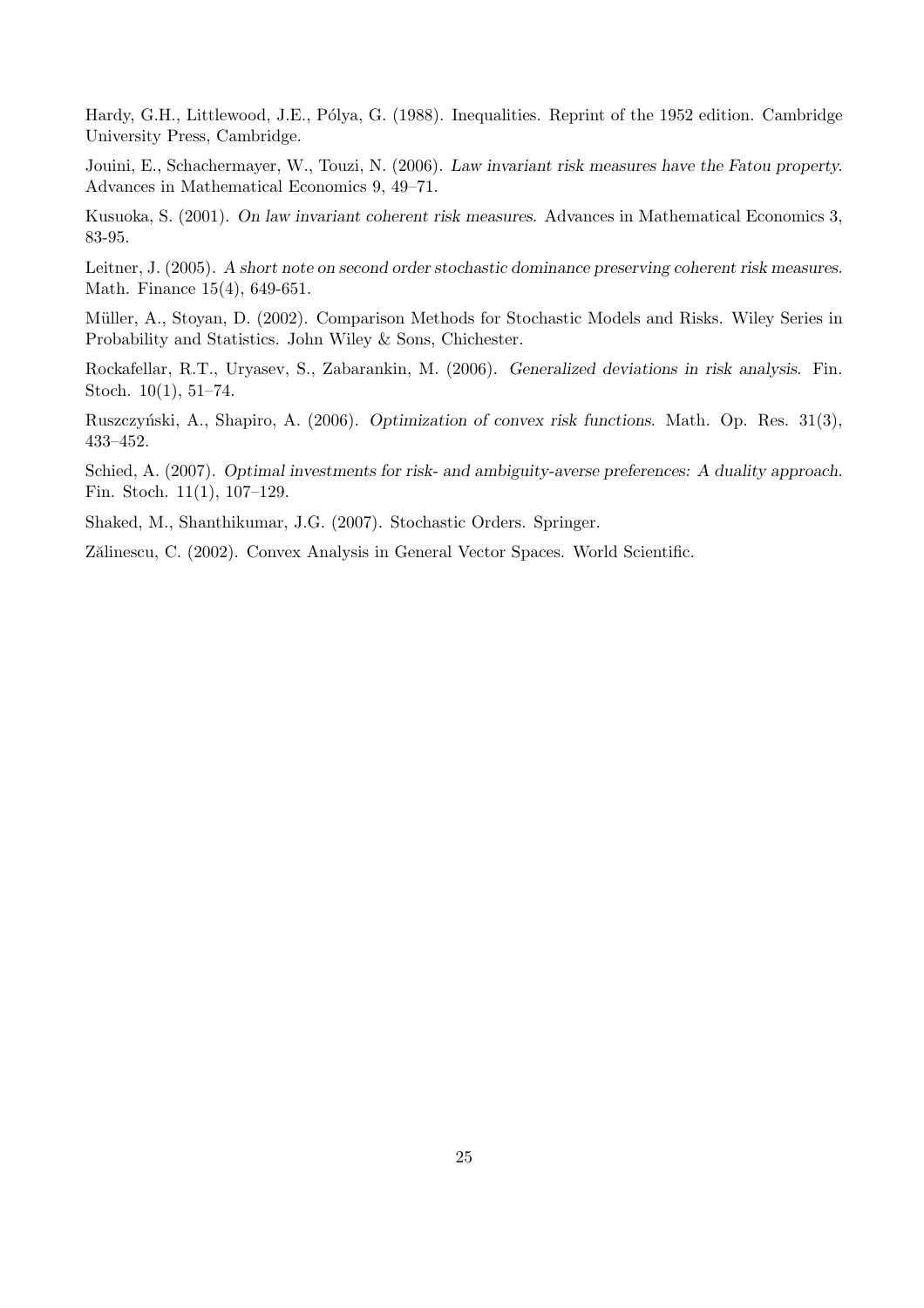Hardy, G.H., Littlewood, J.E., Pólya, G. (1988). Inequalities. Reprint of the 1952 edition. Cambridge University Press, Cambridge.

Jouini, E., Schachermayer, W., Touzi, N. (2006). *Law invariant risk measures have the Fatou property*. Advances in Mathematical Economics 9, 49–71.

Kusuoka, S. (2001). *On law invariant coherent risk measures*. Advances in Mathematical Economics 3, 83-95.

Leitner, J. (2005). *A short note on second order stochastic dominance preserving coherent risk measures*. Math. Finance 15(4), 649-651.

Müller, A., Stoyan, D. (2002). Comparison Methods for Stochastic Models and Risks. Wiley Series in Probability and Statistics. John Wiley & Sons, Chichester.

Rockafellar, R.T., Uryasev, S., Zabarankin, M. (2006). *Generalized deviations in risk analysis*. Fin. Stoch. 10(1), 51–74.

Ruszczyński, A., Shapiro, A. (2006). *Optimization of convex risk functions*. Math. Op. Res. 31(3), 433–452.

Schied, A. (2007). *Optimal investments for risk- and ambiguity-averse preferences: A duality approach*. Fin. Stoch. 11(1), 107–129.

Shaked, M., Shanthikumar, J.G. (2007). Stochastic Orders. Springer.

Zălinescu, C. (2002). Convex Analysis in General Vector Spaces. World Scientific.